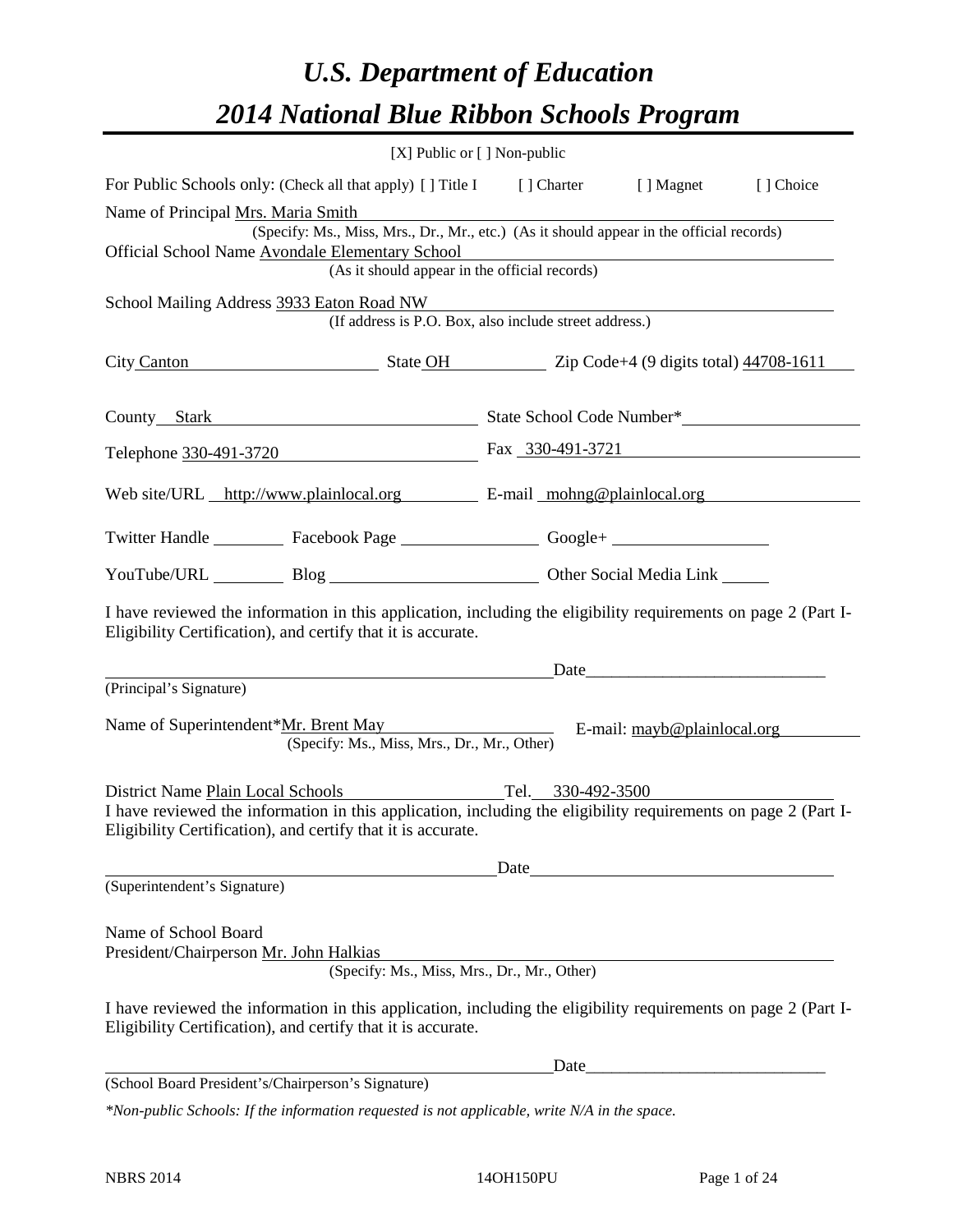# *U.S. Department of Education*

# *2014 National Blue Ribbon Schools Program*

[X] Public or [ ] Non-public

For Public Schools only: (Check all that apply) [ ] Title I [ ] Charter [ ] Magnet [ ] Choice

Name of Principal Mrs. Maria Smith

(Specify: Ms., Miss, Mrs., Dr., Mr., etc.) (As it should appear in the official records)

Official School Name Avondale Elementary School

(As it should appear in the official records)

School Mailing Address 3933 Eaton Road NW

(If address is P.O. Box, also include street address.)

City Canton State OH Zip Code+4 (9 digits total) 44708-1611

County Stark State School Code Number*

Telephone 330-491-3720 Fax 330-491-3721

Web site/URL http://www.plainlocal.org E-mail mohng@plainlocal.org

Twitter Handle \_\_\_\_\_\_\_\_ Facebook Page \_\_\_\_\_\_\_\_ Google+ \_\_\_\_\_\_\_\_

YouTube/URL \_\_\_\_\_\_\_\_ Blog \_\_\_\_\_\_\_\_ Other Social Media Link \_\_\_\_\_\_\_\_

I have reviewed the information in this application, including the eligibility requirements on page 2 (Part I-Eligibility Certification), and certify that it is accurate.

\_\_\_\_\_\_\_\_\_\_\_\_\_\_\_\_\_\_\_\_\_\_\_\_ Date\_\_\_\_\_\_\_\_\_\_\_\_\_\_\_\_\_\_\_\_\_\_\_\_

(Principal's Signature)

Name of Superintendent*Mr. Brent May E-mail: mayb@plainlocal.org

(Specify: Ms., Miss, Mrs., Dr., Mr., Other)

District Name Plain Local Schools Tel. 330-492-3500

I have reviewed the information in this application, including the eligibility requirements on page 2 (Part I-Eligibility Certification), and certify that it is accurate.

\_\_\_\_\_\_\_\_\_\_\_\_\_\_\_\_\_\_\_\_\_\_\_\_ Date\_\_\_\_\_\_\_\_\_\_\_\_\_\_\_\_\_\_\_\_\_\_\_\_

(Superintendent's Signature)

Name of School Board
President/Chairperson Mr. John Halkias

(Specify: Ms., Miss, Mrs., Dr., Mr., Other)

I have reviewed the information in this application, including the eligibility requirements on page 2 (Part I-Eligibility Certification), and certify that it is accurate.

\_\_\_\_\_\_\_\_\_\_\_\_\_\_\_\_\_\_\_\_\_\_\_\_ Date\_\_\_\_\_\_\_\_\_\_\_\_\_\_\_\_\_\_\_\_\_\_\_\_

(School Board President's/Chairperson's Signature)

*\*Non-public Schools: If the information requested is not applicable, write N/A in the space.*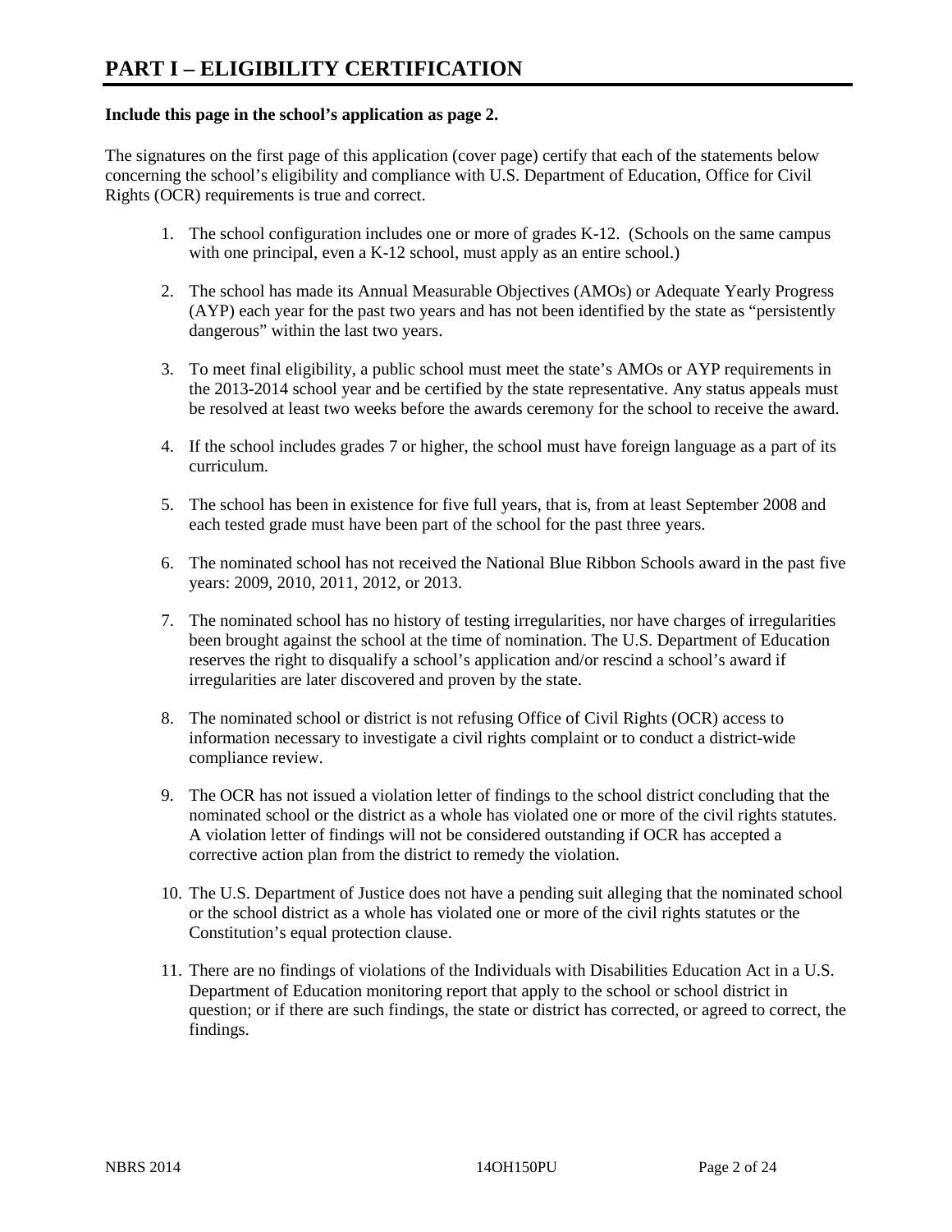# PART I – ELIGIBILITY CERTIFICATION

**Include this page in the school's application as page 2.**

The signatures on the first page of this application (cover page) certify that each of the statements below concerning the school's eligibility and compliance with U.S. Department of Education, Office for Civil Rights (OCR) requirements is true and correct.

1. The school configuration includes one or more of grades K-12. (Schools on the same campus with one principal, even a K-12 school, must apply as an entire school.)

2. The school has made its Annual Measurable Objectives (AMOs) or Adequate Yearly Progress (AYP) each year for the past two years and has not been identified by the state as "persistently dangerous" within the last two years.

3. To meet final eligibility, a public school must meet the state's AMOs or AYP requirements in the 2013-2014 school year and be certified by the state representative. Any status appeals must be resolved at least two weeks before the awards ceremony for the school to receive the award.

4. If the school includes grades 7 or higher, the school must have foreign language as a part of its curriculum.

5. The school has been in existence for five full years, that is, from at least September 2008 and each tested grade must have been part of the school for the past three years.

6. The nominated school has not received the National Blue Ribbon Schools award in the past five years: 2009, 2010, 2011, 2012, or 2013.

7. The nominated school has no history of testing irregularities, nor have charges of irregularities been brought against the school at the time of nomination. The U.S. Department of Education reserves the right to disqualify a school's application and/or rescind a school's award if irregularities are later discovered and proven by the state.

8. The nominated school or district is not refusing Office of Civil Rights (OCR) access to information necessary to investigate a civil rights complaint or to conduct a district-wide compliance review.

9. The OCR has not issued a violation letter of findings to the school district concluding that the nominated school or the district as a whole has violated one or more of the civil rights statutes. A violation letter of findings will not be considered outstanding if OCR has accepted a corrective action plan from the district to remedy the violation.

10. The U.S. Department of Justice does not have a pending suit alleging that the nominated school or the school district as a whole has violated one or more of the civil rights statutes or the Constitution's equal protection clause.

11. There are no findings of violations of the Individuals with Disabilities Education Act in a U.S. Department of Education monitoring report that apply to the school or school district in question; or if there are such findings, the state or district has corrected, or agreed to correct, the findings.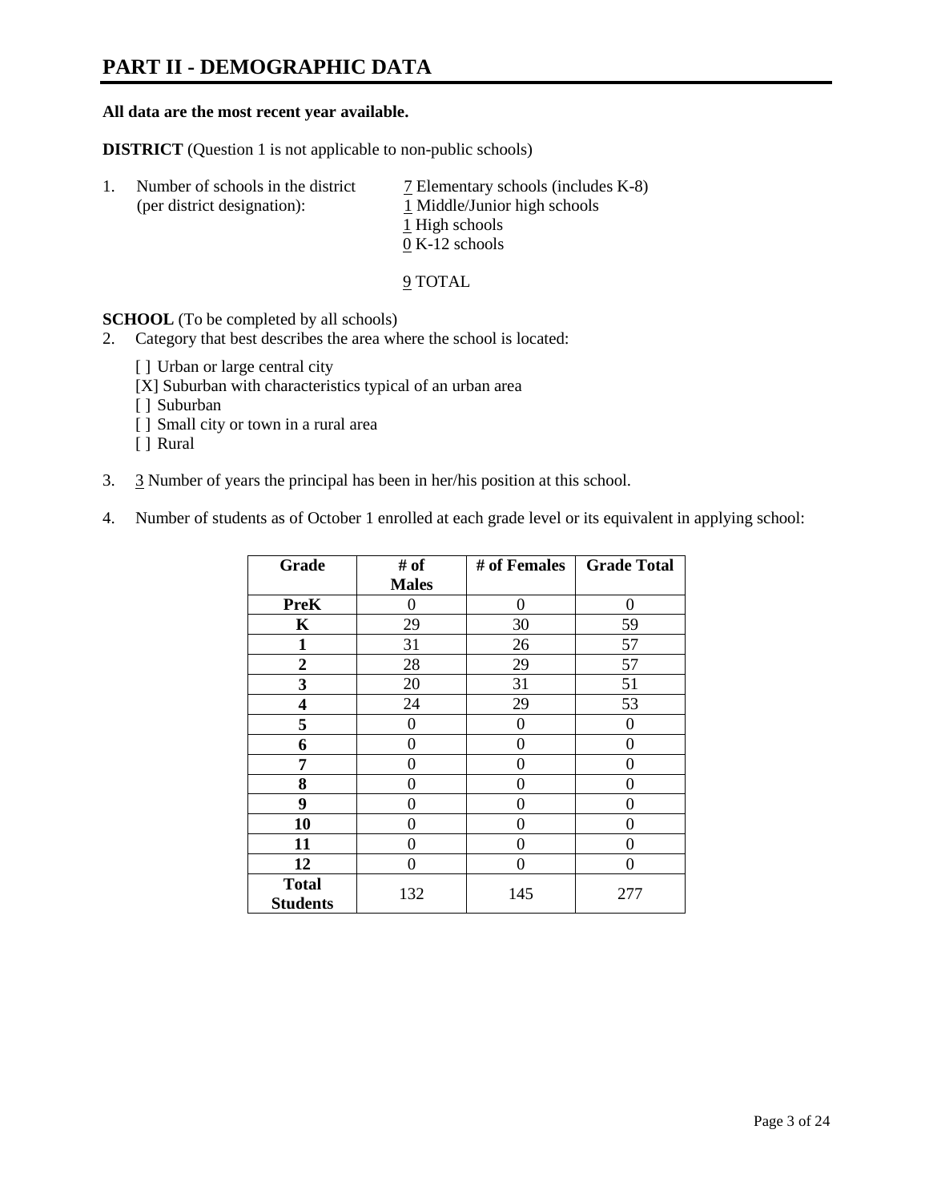# PART II - DEMOGRAPHIC DATA

**All data are the most recent year available.**

**DISTRICT** (Question 1 is not applicable to non-public schools)

1. Number of schools in the district (per district designation):
   7 Elementary schools (includes K-8)
   1 Middle/Junior high schools
   1 High schools
   0 K-12 schools

   9 TOTAL

**SCHOOL** (To be completed by all schools)

2. Category that best describes the area where the school is located:

   [ ] Urban or large central city
   [X] Suburban with characteristics typical of an urban area
   [ ] Suburban
   [ ] Small city or town in a rural area
   [ ] Rural

3. 3 Number of years the principal has been in her/his position at this school.

4. Number of students as of October 1 enrolled at each grade level or its equivalent in applying school:

| Grade | # of Males | # of Females | Grade Total |
|---|---|---|---|
| **PreK** | 0 | 0 | 0 |
| **K** | 29 | 30 | 59 |
| **1** | 31 | 26 | 57 |
| **2** | 28 | 29 | 57 |
| **3** | 20 | 31 | 51 |
| **4** | 24 | 29 | 53 |
| **5** | 0 | 0 | 0 |
| **6** | 0 | 0 | 0 |
| **7** | 0 | 0 | 0 |
| **8** | 0 | 0 | 0 |
| **9** | 0 | 0 | 0 |
| **10** | 0 | 0 | 0 |
| **11** | 0 | 0 | 0 |
| **12** | 0 | 0 | 0 |
| **Total Students** | 132 | 145 | 277 |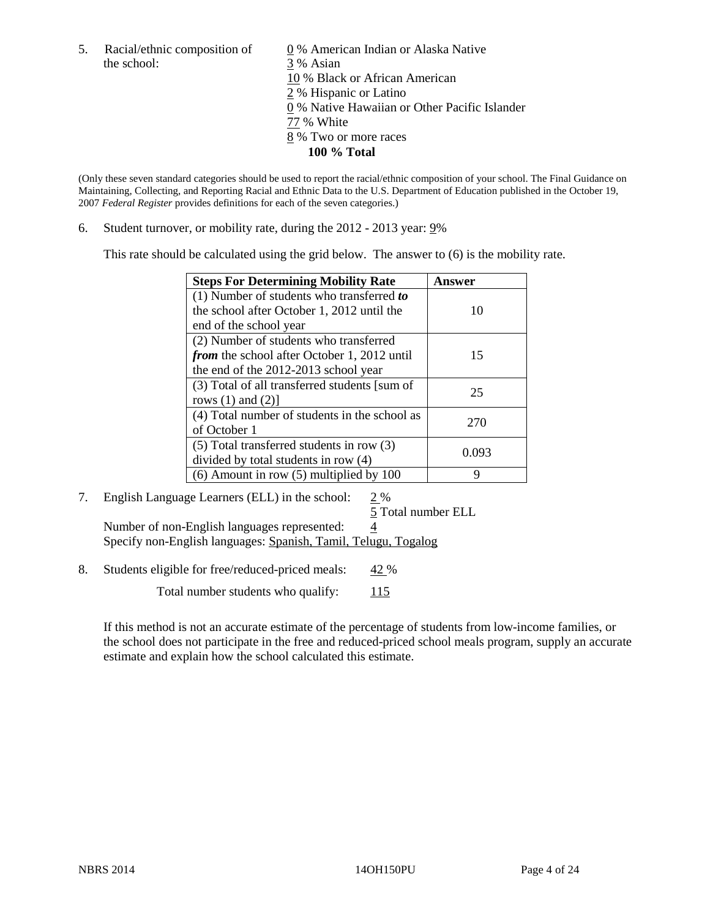5. Racial/ethnic composition of the school:

0 % American Indian or Alaska Native
3 % Asian
10 % Black or African American
2 % Hispanic or Latino
0 % Native Hawaiian or Other Pacific Islander
77 % White
8 % Two or more races
**100 % Total**

(Only these seven standard categories should be used to report the racial/ethnic composition of your school. The Final Guidance on Maintaining, Collecting, and Reporting Racial and Ethnic Data to the U.S. Department of Education published in the October 19, 2007 *Federal Register* provides definitions for each of the seven categories.)

6. Student turnover, or mobility rate, during the 2012 - 2013 year: 9%

This rate should be calculated using the grid below. The answer to (6) is the mobility rate.

| **Steps For Determining Mobility Rate** | **Answer** |
| --- | --- |
| (1) Number of students who transferred ***to*** the school after October 1, 2012 until the end of the school year | 10 |
| (2) Number of students who transferred ***from*** the school after October 1, 2012 until the end of the 2012-2013 school year | 15 |
| (3) Total of all transferred students [sum of rows (1) and (2)] | 25 |
| (4) Total number of students in the school as of October 1 | 270 |
| (5) Total transferred students in row (3) divided by total students in row (4) | 0.093 |
| (6) Amount in row (5) multiplied by 100 | 9 |

7. English Language Learners (ELL) in the school: 2 %
5 Total number ELL
Number of non-English languages represented: 4
Specify non-English languages: Spanish, Tamil, Telugu, Togalog

8. Students eligible for free/reduced-priced meals: 42 %
Total number students who qualify: 115

If this method is not an accurate estimate of the percentage of students from low-income families, or the school does not participate in the free and reduced-priced school meals program, supply an accurate estimate and explain how the school calculated this estimate.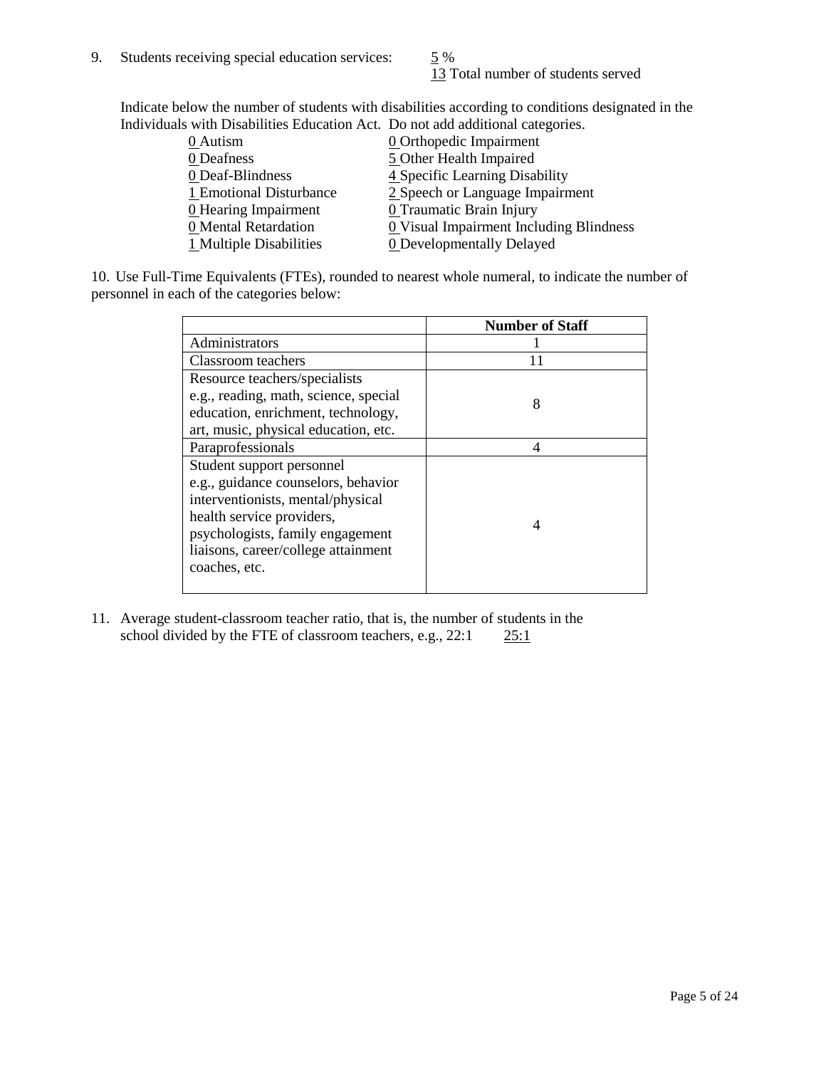9. Students receiving special education services: 5 %
   13 Total number of students served

Indicate below the number of students with disabilities according to conditions designated in the Individuals with Disabilities Education Act. Do not add additional categories.

| | |
|---|---|
| 0 Autism | 0 Orthopedic Impairment |
| 0 Deafness | 5 Other Health Impaired |
| 0 Deaf-Blindness | 4 Specific Learning Disability |
| 1 Emotional Disturbance | 2 Speech or Language Impairment |
| 0 Hearing Impairment | 0 Traumatic Brain Injury |
| 0 Mental Retardation | 0 Visual Impairment Including Blindness |
| 1 Multiple Disabilities | 0 Developmentally Delayed |

10. Use Full-Time Equivalents (FTEs), rounded to nearest whole numeral, to indicate the number of personnel in each of the categories below:

| | Number of Staff |
|---|---|
| Administrators | 1 |
| Classroom teachers | 11 |
| Resource teachers/specialists e.g., reading, math, science, special education, enrichment, technology, art, music, physical education, etc. | 8 |
| Paraprofessionals | 4 |
| Student support personnel e.g., guidance counselors, behavior interventionists, mental/physical health service providers, psychologists, family engagement liaisons, career/college attainment coaches, etc. | 4 |

11. Average student-classroom teacher ratio, that is, the number of students in the school divided by the FTE of classroom teachers, e.g., 22:1 25:1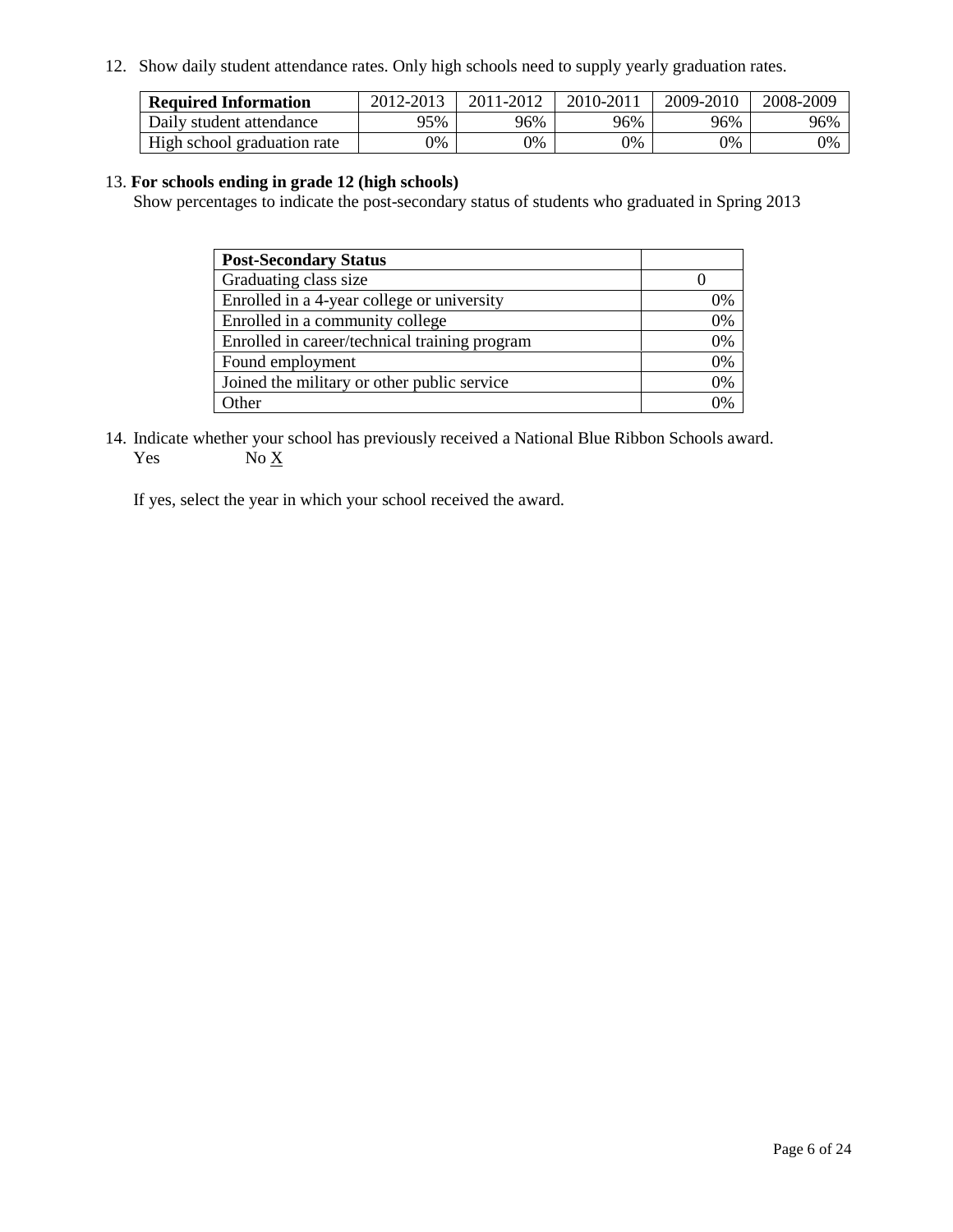12. Show daily student attendance rates. Only high schools need to supply yearly graduation rates.

| **Required Information** | 2012-2013 | 2011-2012 | 2010-2011 | 2009-2010 | 2008-2009 |
|---|---|---|---|---|---|
| Daily student attendance | 95% | 96% | 96% | 96% | 96% |
| High school graduation rate | 0% | 0% | 0% | 0% | 0% |

13. **For schools ending in grade 12 (high schools)**
Show percentages to indicate the post-secondary status of students who graduated in Spring 2013

| **Post-Secondary Status** | |
|---|---|
| Graduating class size | 0 |
| Enrolled in a 4-year college or university | 0% |
| Enrolled in a community college | 0% |
| Enrolled in career/technical training program | 0% |
| Found employment | 0% |
| Joined the military or other public service | 0% |
| Other | 0% |

14. Indicate whether your school has previously received a National Blue Ribbon Schools award.
Yes No X

If yes, select the year in which your school received the award.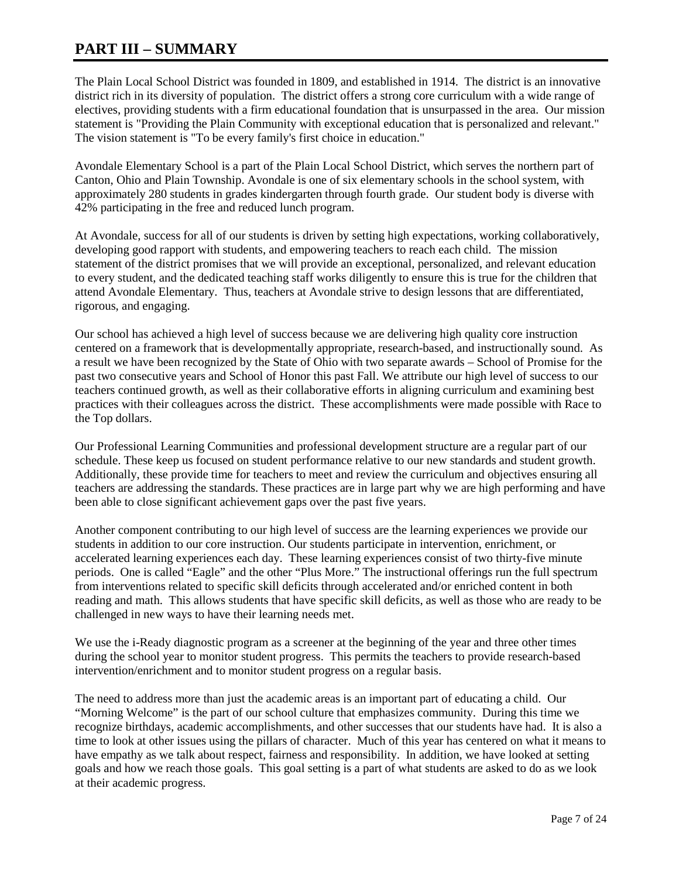# PART III – SUMMARY

The Plain Local School District was founded in 1809, and established in 1914. The district is an innovative district rich in its diversity of population. The district offers a strong core curriculum with a wide range of electives, providing students with a firm educational foundation that is unsurpassed in the area. Our mission statement is "Providing the Plain Community with exceptional education that is personalized and relevant." The vision statement is "To be every family's first choice in education."

Avondale Elementary School is a part of the Plain Local School District, which serves the northern part of Canton, Ohio and Plain Township. Avondale is one of six elementary schools in the school system, with approximately 280 students in grades kindergarten through fourth grade. Our student body is diverse with 42% participating in the free and reduced lunch program.

At Avondale, success for all of our students is driven by setting high expectations, working collaboratively, developing good rapport with students, and empowering teachers to reach each child. The mission statement of the district promises that we will provide an exceptional, personalized, and relevant education to every student, and the dedicated teaching staff works diligently to ensure this is true for the children that attend Avondale Elementary. Thus, teachers at Avondale strive to design lessons that are differentiated, rigorous, and engaging.

Our school has achieved a high level of success because we are delivering high quality core instruction centered on a framework that is developmentally appropriate, research-based, and instructionally sound. As a result we have been recognized by the State of Ohio with two separate awards – School of Promise for the past two consecutive years and School of Honor this past Fall. We attribute our high level of success to our teachers continued growth, as well as their collaborative efforts in aligning curriculum and examining best practices with their colleagues across the district. These accomplishments were made possible with Race to the Top dollars.

Our Professional Learning Communities and professional development structure are a regular part of our schedule. These keep us focused on student performance relative to our new standards and student growth. Additionally, these provide time for teachers to meet and review the curriculum and objectives ensuring all teachers are addressing the standards. These practices are in large part why we are high performing and have been able to close significant achievement gaps over the past five years.

Another component contributing to our high level of success are the learning experiences we provide our students in addition to our core instruction. Our students participate in intervention, enrichment, or accelerated learning experiences each day. These learning experiences consist of two thirty-five minute periods. One is called "Eagle" and the other "Plus More." The instructional offerings run the full spectrum from interventions related to specific skill deficits through accelerated and/or enriched content in both reading and math. This allows students that have specific skill deficits, as well as those who are ready to be challenged in new ways to have their learning needs met.

We use the i-Ready diagnostic program as a screener at the beginning of the year and three other times during the school year to monitor student progress. This permits the teachers to provide research-based intervention/enrichment and to monitor student progress on a regular basis.

The need to address more than just the academic areas is an important part of educating a child. Our "Morning Welcome" is the part of our school culture that emphasizes community. During this time we recognize birthdays, academic accomplishments, and other successes that our students have had. It is also a time to look at other issues using the pillars of character. Much of this year has centered on what it means to have empathy as we talk about respect, fairness and responsibility. In addition, we have looked at setting goals and how we reach those goals. This goal setting is a part of what students are asked to do as we look at their academic progress.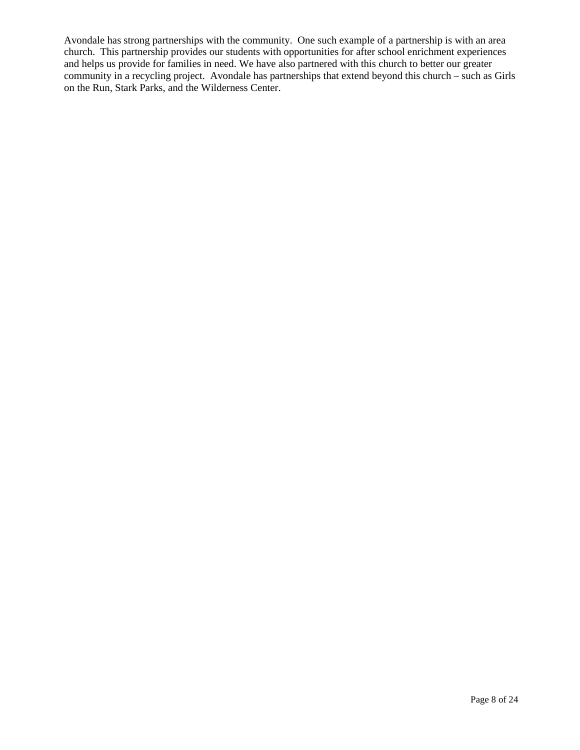Avondale has strong partnerships with the community. One such example of a partnership is with an area church. This partnership provides our students with opportunities for after school enrichment experiences and helps us provide for families in need. We have also partnered with this church to better our greater community in a recycling project. Avondale has partnerships that extend beyond this church – such as Girls on the Run, Stark Parks, and the Wilderness Center.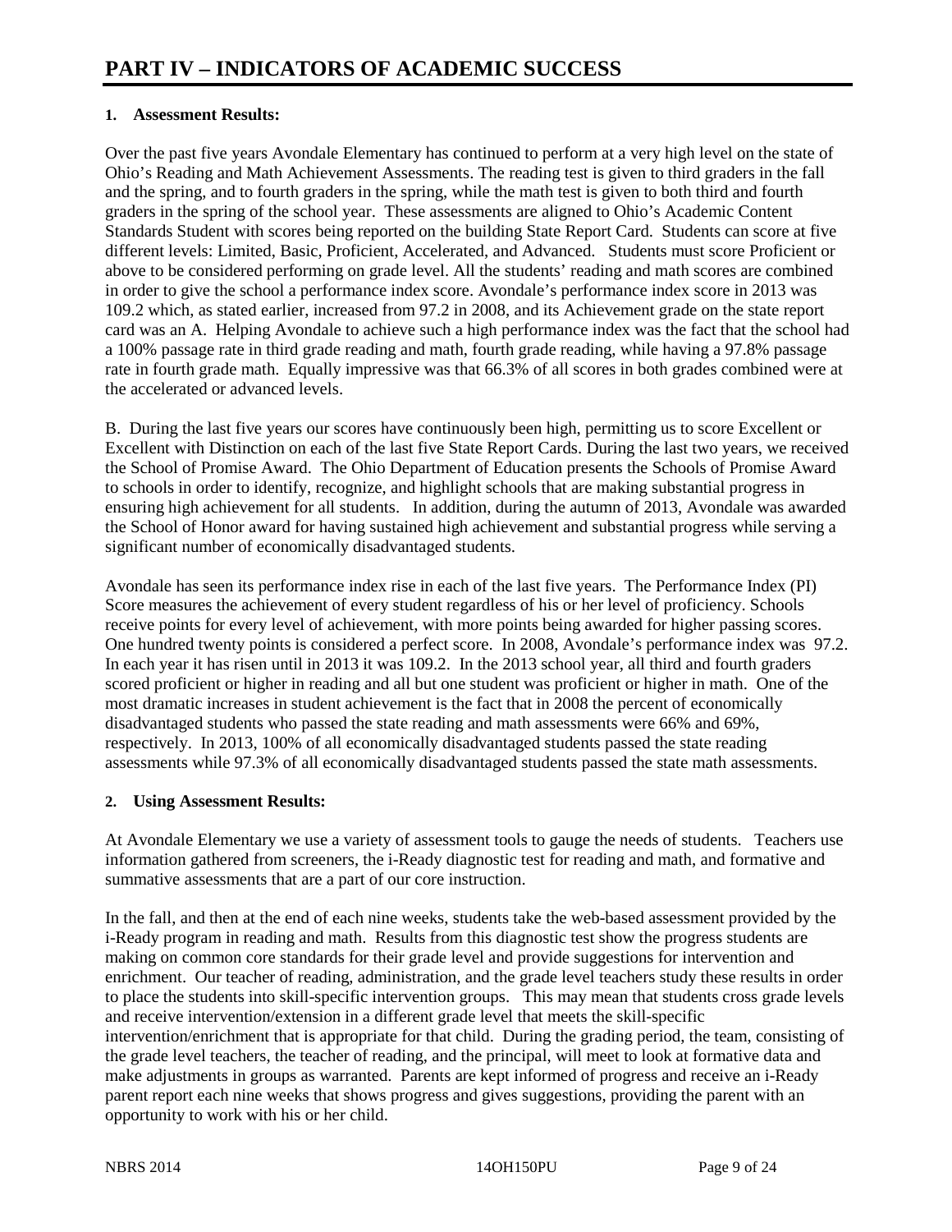# PART IV – INDICATORS OF ACADEMIC SUCCESS

**1. Assessment Results:**

Over the past five years Avondale Elementary has continued to perform at a very high level on the state of Ohio's Reading and Math Achievement Assessments. The reading test is given to third graders in the fall and the spring, and to fourth graders in the spring, while the math test is given to both third and fourth graders in the spring of the school year. These assessments are aligned to Ohio's Academic Content Standards Student with scores being reported on the building State Report Card. Students can score at five different levels: Limited, Basic, Proficient, Accelerated, and Advanced. Students must score Proficient or above to be considered performing on grade level. All the students' reading and math scores are combined in order to give the school a performance index score. Avondale's performance index score in 2013 was 109.2 which, as stated earlier, increased from 97.2 in 2008, and its Achievement grade on the state report card was an A. Helping Avondale to achieve such a high performance index was the fact that the school had a 100% passage rate in third grade reading and math, fourth grade reading, while having a 97.8% passage rate in fourth grade math. Equally impressive was that 66.3% of all scores in both grades combined were at the accelerated or advanced levels.

B. During the last five years our scores have continuously been high, permitting us to score Excellent or Excellent with Distinction on each of the last five State Report Cards. During the last two years, we received the School of Promise Award. The Ohio Department of Education presents the Schools of Promise Award to schools in order to identify, recognize, and highlight schools that are making substantial progress in ensuring high achievement for all students. In addition, during the autumn of 2013, Avondale was awarded the School of Honor award for having sustained high achievement and substantial progress while serving a significant number of economically disadvantaged students.

Avondale has seen its performance index rise in each of the last five years. The Performance Index (PI) Score measures the achievement of every student regardless of his or her level of proficiency. Schools receive points for every level of achievement, with more points being awarded for higher passing scores. One hundred twenty points is considered a perfect score. In 2008, Avondale's performance index was 97.2. In each year it has risen until in 2013 it was 109.2. In the 2013 school year, all third and fourth graders scored proficient or higher in reading and all but one student was proficient or higher in math. One of the most dramatic increases in student achievement is the fact that in 2008 the percent of economically disadvantaged students who passed the state reading and math assessments were 66% and 69%, respectively. In 2013, 100% of all economically disadvantaged students passed the state reading assessments while 97.3% of all economically disadvantaged students passed the state math assessments.

**2. Using Assessment Results:**

At Avondale Elementary we use a variety of assessment tools to gauge the needs of students. Teachers use information gathered from screeners, the i-Ready diagnostic test for reading and math, and formative and summative assessments that are a part of our core instruction.

In the fall, and then at the end of each nine weeks, students take the web-based assessment provided by the i-Ready program in reading and math. Results from this diagnostic test show the progress students are making on common core standards for their grade level and provide suggestions for intervention and enrichment. Our teacher of reading, administration, and the grade level teachers study these results in order to place the students into skill-specific intervention groups. This may mean that students cross grade levels and receive intervention/extension in a different grade level that meets the skill-specific intervention/enrichment that is appropriate for that child. During the grading period, the team, consisting of the grade level teachers, the teacher of reading, and the principal, will meet to look at formative data and make adjustments in groups as warranted. Parents are kept informed of progress and receive an i-Ready parent report each nine weeks that shows progress and gives suggestions, providing the parent with an opportunity to work with his or her child.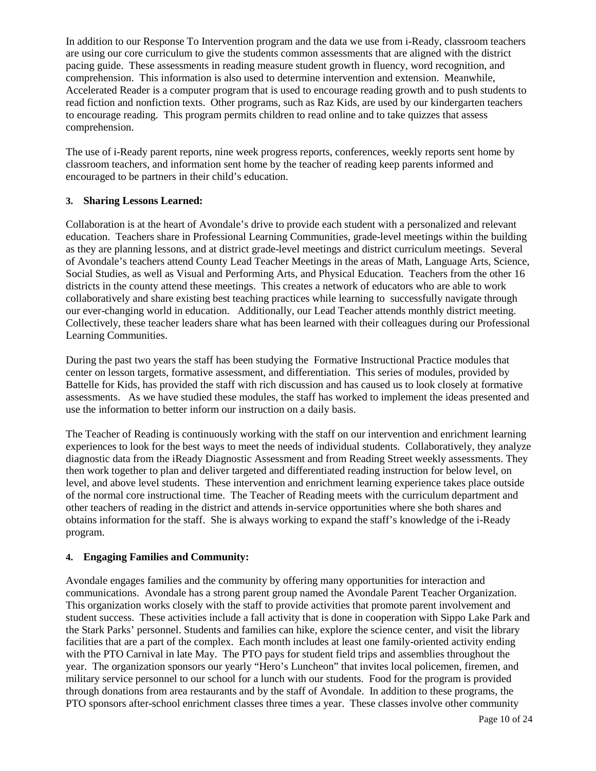In addition to our Response To Intervention program and the data we use from i-Ready, classroom teachers are using our core curriculum to give the students common assessments that are aligned with the district pacing guide. These assessments in reading measure student growth in fluency, word recognition, and comprehension. This information is also used to determine intervention and extension. Meanwhile, Accelerated Reader is a computer program that is used to encourage reading growth and to push students to read fiction and nonfiction texts. Other programs, such as Raz Kids, are used by our kindergarten teachers to encourage reading. This program permits children to read online and to take quizzes that assess comprehension.

The use of i-Ready parent reports, nine week progress reports, conferences, weekly reports sent home by classroom teachers, and information sent home by the teacher of reading keep parents informed and encouraged to be partners in their child's education.

**3. Sharing Lessons Learned:**

Collaboration is at the heart of Avondale's drive to provide each student with a personalized and relevant education. Teachers share in Professional Learning Communities, grade-level meetings within the building as they are planning lessons, and at district grade-level meetings and district curriculum meetings. Several of Avondale's teachers attend County Lead Teacher Meetings in the areas of Math, Language Arts, Science, Social Studies, as well as Visual and Performing Arts, and Physical Education. Teachers from the other 16 districts in the county attend these meetings. This creates a network of educators who are able to work collaboratively and share existing best teaching practices while learning to successfully navigate through our ever-changing world in education. Additionally, our Lead Teacher attends monthly district meeting. Collectively, these teacher leaders share what has been learned with their colleagues during our Professional Learning Communities.

During the past two years the staff has been studying the Formative Instructional Practice modules that center on lesson targets, formative assessment, and differentiation. This series of modules, provided by Battelle for Kids, has provided the staff with rich discussion and has caused us to look closely at formative assessments. As we have studied these modules, the staff has worked to implement the ideas presented and use the information to better inform our instruction on a daily basis.

The Teacher of Reading is continuously working with the staff on our intervention and enrichment learning experiences to look for the best ways to meet the needs of individual students. Collaboratively, they analyze diagnostic data from the iReady Diagnostic Assessment and from Reading Street weekly assessments. They then work together to plan and deliver targeted and differentiated reading instruction for below level, on level, and above level students. These intervention and enrichment learning experience takes place outside of the normal core instructional time. The Teacher of Reading meets with the curriculum department and other teachers of reading in the district and attends in-service opportunities where she both shares and obtains information for the staff. She is always working to expand the staff's knowledge of the i-Ready program.

**4. Engaging Families and Community:**

Avondale engages families and the community by offering many opportunities for interaction and communications. Avondale has a strong parent group named the Avondale Parent Teacher Organization. This organization works closely with the staff to provide activities that promote parent involvement and student success. These activities include a fall activity that is done in cooperation with Sippo Lake Park and the Stark Parks' personnel. Students and families can hike, explore the science center, and visit the library facilities that are a part of the complex. Each month includes at least one family-oriented activity ending with the PTO Carnival in late May. The PTO pays for student field trips and assemblies throughout the year. The organization sponsors our yearly "Hero's Luncheon" that invites local policemen, firemen, and military service personnel to our school for a lunch with our students. Food for the program is provided through donations from area restaurants and by the staff of Avondale. In addition to these programs, the PTO sponsors after-school enrichment classes three times a year. These classes involve other community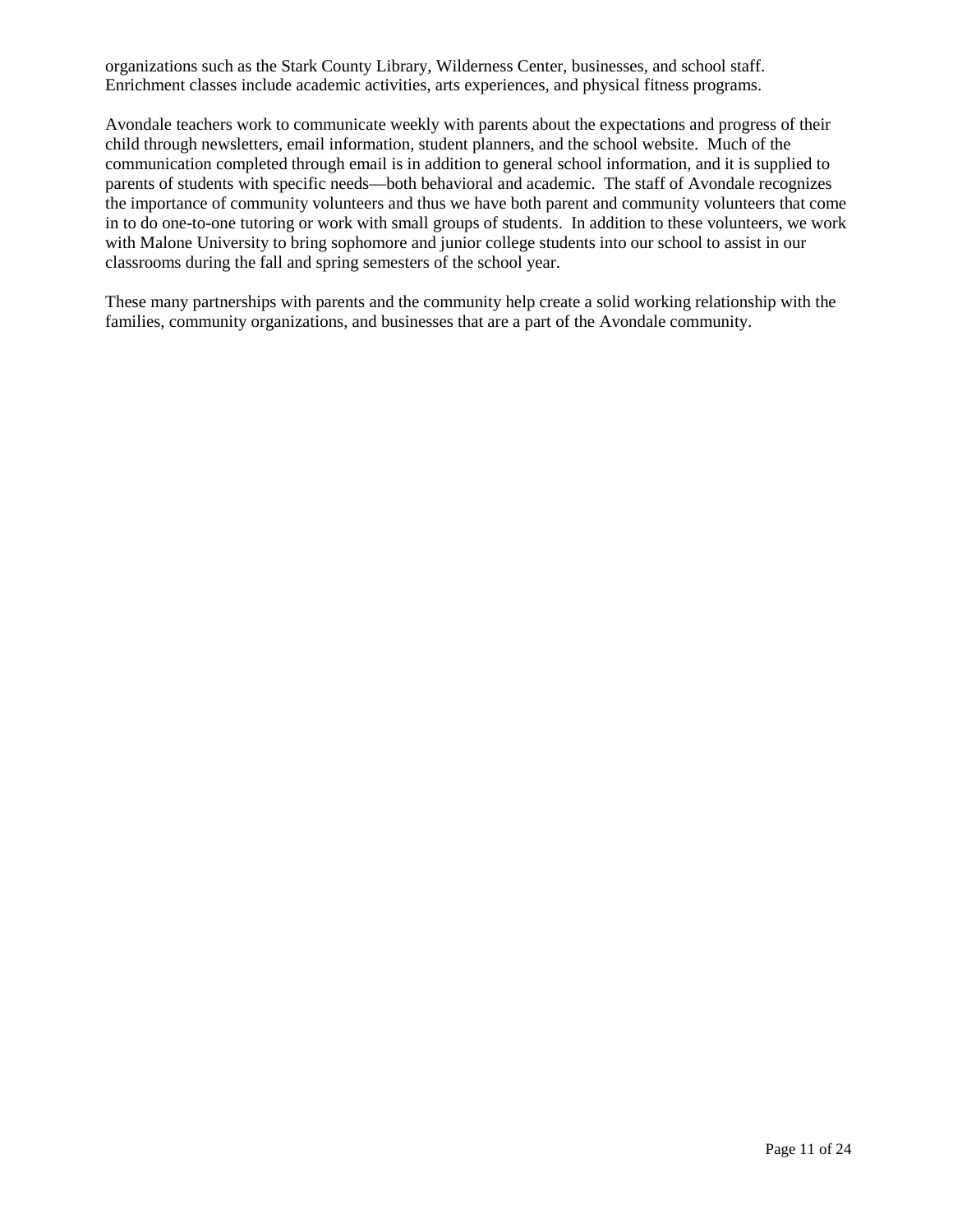organizations such as the Stark County Library, Wilderness Center, businesses, and school staff. Enrichment classes include academic activities, arts experiences, and physical fitness programs.

Avondale teachers work to communicate weekly with parents about the expectations and progress of their child through newsletters, email information, student planners, and the school website. Much of the communication completed through email is in addition to general school information, and it is supplied to parents of students with specific needs—both behavioral and academic. The staff of Avondale recognizes the importance of community volunteers and thus we have both parent and community volunteers that come in to do one-to-one tutoring or work with small groups of students. In addition to these volunteers, we work with Malone University to bring sophomore and junior college students into our school to assist in our classrooms during the fall and spring semesters of the school year.

These many partnerships with parents and the community help create a solid working relationship with the families, community organizations, and businesses that are a part of the Avondale community.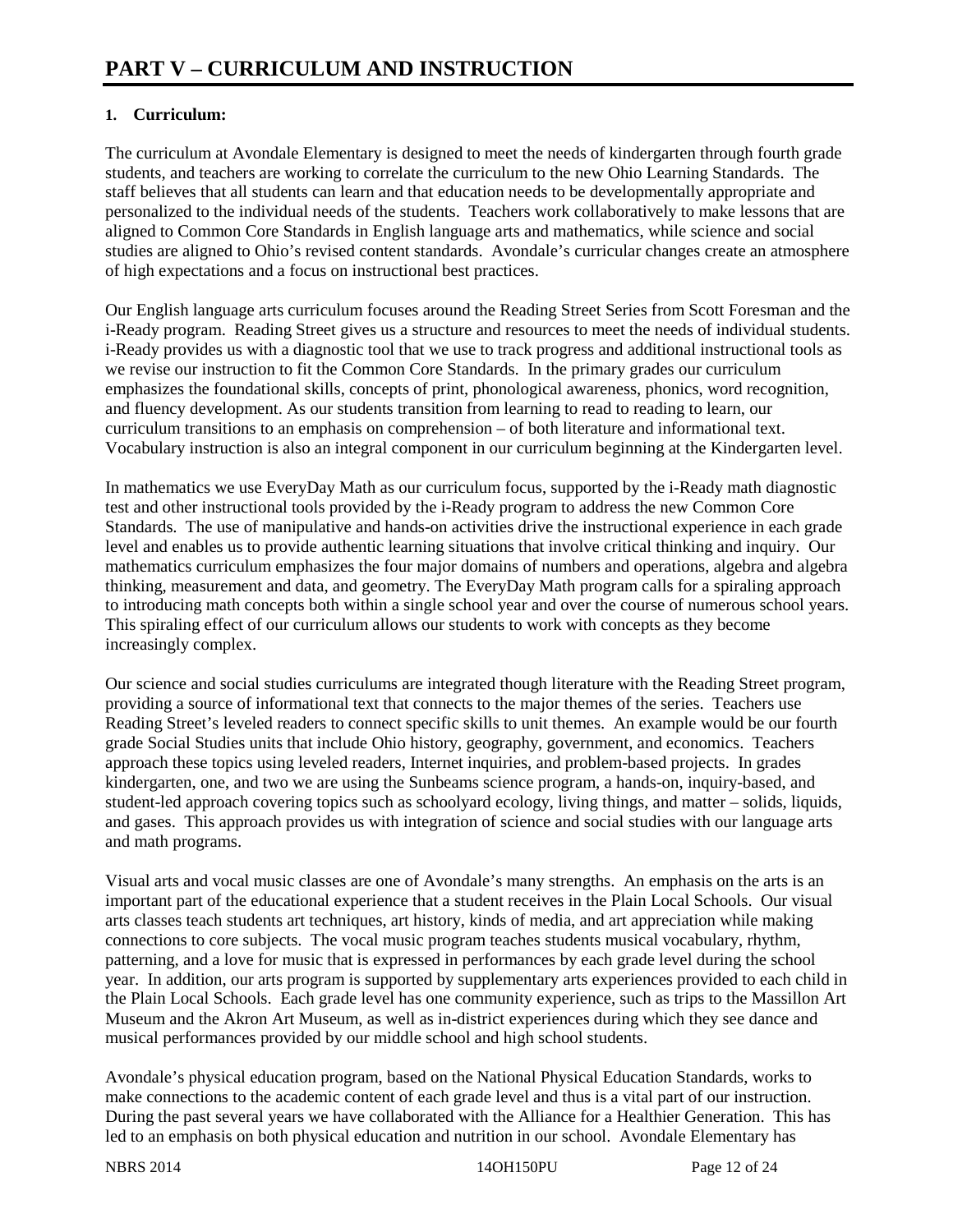# PART V – CURRICULUM AND INSTRUCTION

**1. Curriculum:**

The curriculum at Avondale Elementary is designed to meet the needs of kindergarten through fourth grade students, and teachers are working to correlate the curriculum to the new Ohio Learning Standards. The staff believes that all students can learn and that education needs to be developmentally appropriate and personalized to the individual needs of the students. Teachers work collaboratively to make lessons that are aligned to Common Core Standards in English language arts and mathematics, while science and social studies are aligned to Ohio's revised content standards. Avondale's curricular changes create an atmosphere of high expectations and a focus on instructional best practices.

Our English language arts curriculum focuses around the Reading Street Series from Scott Foresman and the i-Ready program. Reading Street gives us a structure and resources to meet the needs of individual students. i-Ready provides us with a diagnostic tool that we use to track progress and additional instructional tools as we revise our instruction to fit the Common Core Standards. In the primary grades our curriculum emphasizes the foundational skills, concepts of print, phonological awareness, phonics, word recognition, and fluency development. As our students transition from learning to read to reading to learn, our curriculum transitions to an emphasis on comprehension – of both literature and informational text. Vocabulary instruction is also an integral component in our curriculum beginning at the Kindergarten level.

In mathematics we use EveryDay Math as our curriculum focus, supported by the i-Ready math diagnostic test and other instructional tools provided by the i-Ready program to address the new Common Core Standards. The use of manipulative and hands-on activities drive the instructional experience in each grade level and enables us to provide authentic learning situations that involve critical thinking and inquiry. Our mathematics curriculum emphasizes the four major domains of numbers and operations, algebra and algebra thinking, measurement and data, and geometry. The EveryDay Math program calls for a spiraling approach to introducing math concepts both within a single school year and over the course of numerous school years. This spiraling effect of our curriculum allows our students to work with concepts as they become increasingly complex.

Our science and social studies curriculums are integrated though literature with the Reading Street program, providing a source of informational text that connects to the major themes of the series. Teachers use Reading Street's leveled readers to connect specific skills to unit themes. An example would be our fourth grade Social Studies units that include Ohio history, geography, government, and economics. Teachers approach these topics using leveled readers, Internet inquiries, and problem-based projects. In grades kindergarten, one, and two we are using the Sunbeams science program, a hands-on, inquiry-based, and student-led approach covering topics such as schoolyard ecology, living things, and matter – solids, liquids, and gases. This approach provides us with integration of science and social studies with our language arts and math programs.

Visual arts and vocal music classes are one of Avondale's many strengths. An emphasis on the arts is an important part of the educational experience that a student receives in the Plain Local Schools. Our visual arts classes teach students art techniques, art history, kinds of media, and art appreciation while making connections to core subjects. The vocal music program teaches students musical vocabulary, rhythm, patterning, and a love for music that is expressed in performances by each grade level during the school year. In addition, our arts program is supported by supplementary arts experiences provided to each child in the Plain Local Schools. Each grade level has one community experience, such as trips to the Massillon Art Museum and the Akron Art Museum, as well as in-district experiences during which they see dance and musical performances provided by our middle school and high school students.

Avondale's physical education program, based on the National Physical Education Standards, works to make connections to the academic content of each grade level and thus is a vital part of our instruction. During the past several years we have collaborated with the Alliance for a Healthier Generation. This has led to an emphasis on both physical education and nutrition in our school. Avondale Elementary has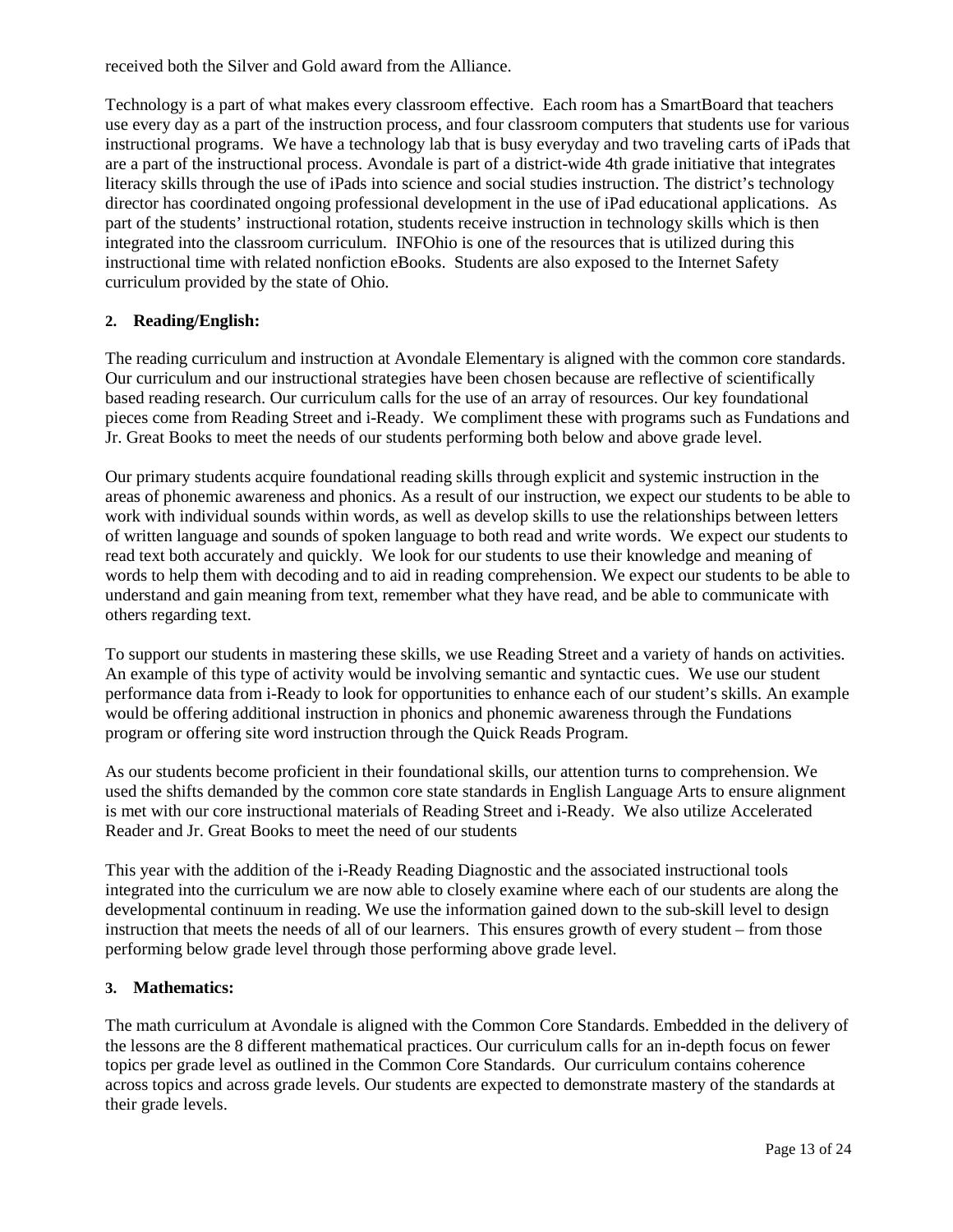received both the Silver and Gold award from the Alliance.

Technology is a part of what makes every classroom effective. Each room has a SmartBoard that teachers use every day as a part of the instruction process, and four classroom computers that students use for various instructional programs. We have a technology lab that is busy everyday and two traveling carts of iPads that are a part of the instructional process. Avondale is part of a district-wide 4th grade initiative that integrates literacy skills through the use of iPads into science and social studies instruction. The district's technology director has coordinated ongoing professional development in the use of iPad educational applications. As part of the students' instructional rotation, students receive instruction in technology skills which is then integrated into the classroom curriculum. INFOhio is one of the resources that is utilized during this instructional time with related nonfiction eBooks. Students are also exposed to the Internet Safety curriculum provided by the state of Ohio.

**2. Reading/English:**

The reading curriculum and instruction at Avondale Elementary is aligned with the common core standards. Our curriculum and our instructional strategies have been chosen because are reflective of scientifically based reading research. Our curriculum calls for the use of an array of resources. Our key foundational pieces come from Reading Street and i-Ready. We compliment these with programs such as Fundations and Jr. Great Books to meet the needs of our students performing both below and above grade level.

Our primary students acquire foundational reading skills through explicit and systemic instruction in the areas of phonemic awareness and phonics. As a result of our instruction, we expect our students to be able to work with individual sounds within words, as well as develop skills to use the relationships between letters of written language and sounds of spoken language to both read and write words. We expect our students to read text both accurately and quickly. We look for our students to use their knowledge and meaning of words to help them with decoding and to aid in reading comprehension. We expect our students to be able to understand and gain meaning from text, remember what they have read, and be able to communicate with others regarding text.

To support our students in mastering these skills, we use Reading Street and a variety of hands on activities. An example of this type of activity would be involving semantic and syntactic cues. We use our student performance data from i-Ready to look for opportunities to enhance each of our student's skills. An example would be offering additional instruction in phonics and phonemic awareness through the Fundations program or offering site word instruction through the Quick Reads Program.

As our students become proficient in their foundational skills, our attention turns to comprehension. We used the shifts demanded by the common core state standards in English Language Arts to ensure alignment is met with our core instructional materials of Reading Street and i-Ready. We also utilize Accelerated Reader and Jr. Great Books to meet the need of our students

This year with the addition of the i-Ready Reading Diagnostic and the associated instructional tools integrated into the curriculum we are now able to closely examine where each of our students are along the developmental continuum in reading. We use the information gained down to the sub-skill level to design instruction that meets the needs of all of our learners. This ensures growth of every student – from those performing below grade level through those performing above grade level.

**3. Mathematics:**

The math curriculum at Avondale is aligned with the Common Core Standards. Embedded in the delivery of the lessons are the 8 different mathematical practices. Our curriculum calls for an in-depth focus on fewer topics per grade level as outlined in the Common Core Standards. Our curriculum contains coherence across topics and across grade levels. Our students are expected to demonstrate mastery of the standards at their grade levels.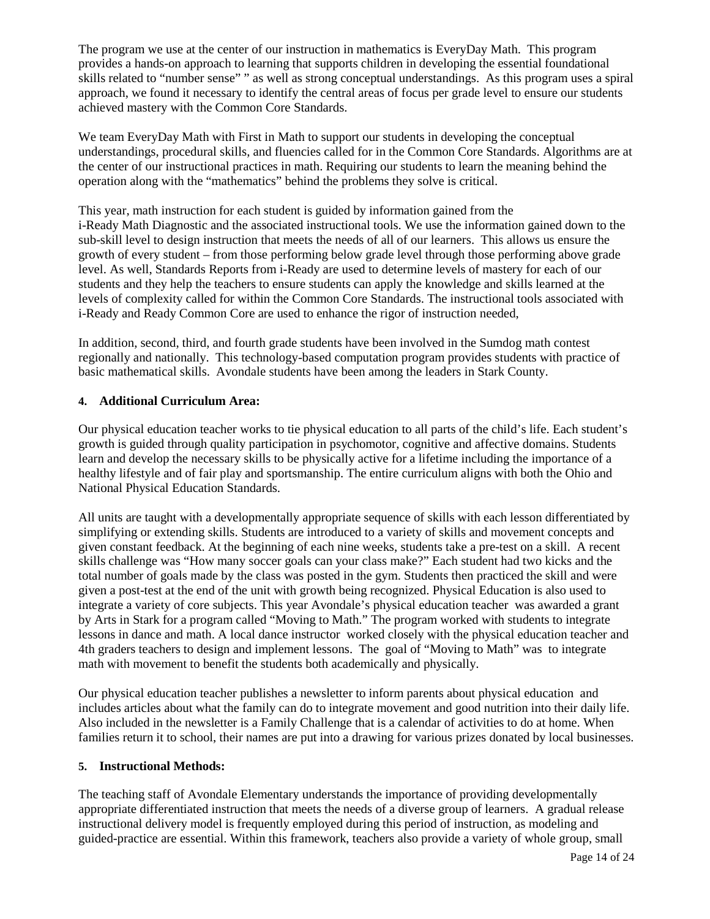The program we use at the center of our instruction in mathematics is EveryDay Math. This program provides a hands-on approach to learning that supports children in developing the essential foundational skills related to "number sense" " as well as strong conceptual understandings. As this program uses a spiral approach, we found it necessary to identify the central areas of focus per grade level to ensure our students achieved mastery with the Common Core Standards.

We team EveryDay Math with First in Math to support our students in developing the conceptual understandings, procedural skills, and fluencies called for in the Common Core Standards. Algorithms are at the center of our instructional practices in math. Requiring our students to learn the meaning behind the operation along with the "mathematics" behind the problems they solve is critical.

This year, math instruction for each student is guided by information gained from the i-Ready Math Diagnostic and the associated instructional tools. We use the information gained down to the sub-skill level to design instruction that meets the needs of all of our learners. This allows us ensure the growth of every student – from those performing below grade level through those performing above grade level. As well, Standards Reports from i-Ready are used to determine levels of mastery for each of our students and they help the teachers to ensure students can apply the knowledge and skills learned at the levels of complexity called for within the Common Core Standards. The instructional tools associated with i-Ready and Ready Common Core are used to enhance the rigor of instruction needed,

In addition, second, third, and fourth grade students have been involved in the Sumdog math contest regionally and nationally. This technology-based computation program provides students with practice of basic mathematical skills. Avondale students have been among the leaders in Stark County.

**4. Additional Curriculum Area:**

Our physical education teacher works to tie physical education to all parts of the child's life. Each student's growth is guided through quality participation in psychomotor, cognitive and affective domains. Students learn and develop the necessary skills to be physically active for a lifetime including the importance of a healthy lifestyle and of fair play and sportsmanship. The entire curriculum aligns with both the Ohio and National Physical Education Standards.

All units are taught with a developmentally appropriate sequence of skills with each lesson differentiated by simplifying or extending skills. Students are introduced to a variety of skills and movement concepts and given constant feedback. At the beginning of each nine weeks, students take a pre-test on a skill. A recent skills challenge was "How many soccer goals can your class make?" Each student had two kicks and the total number of goals made by the class was posted in the gym. Students then practiced the skill and were given a post-test at the end of the unit with growth being recognized. Physical Education is also used to integrate a variety of core subjects. This year Avondale's physical education teacher was awarded a grant by Arts in Stark for a program called "Moving to Math." The program worked with students to integrate lessons in dance and math. A local dance instructor worked closely with the physical education teacher and 4th graders teachers to design and implement lessons. The goal of "Moving to Math" was to integrate math with movement to benefit the students both academically and physically.

Our physical education teacher publishes a newsletter to inform parents about physical education and includes articles about what the family can do to integrate movement and good nutrition into their daily life. Also included in the newsletter is a Family Challenge that is a calendar of activities to do at home. When families return it to school, their names are put into a drawing for various prizes donated by local businesses.

**5. Instructional Methods:**

The teaching staff of Avondale Elementary understands the importance of providing developmentally appropriate differentiated instruction that meets the needs of a diverse group of learners. A gradual release instructional delivery model is frequently employed during this period of instruction, as modeling and guided-practice are essential. Within this framework, teachers also provide a variety of whole group, small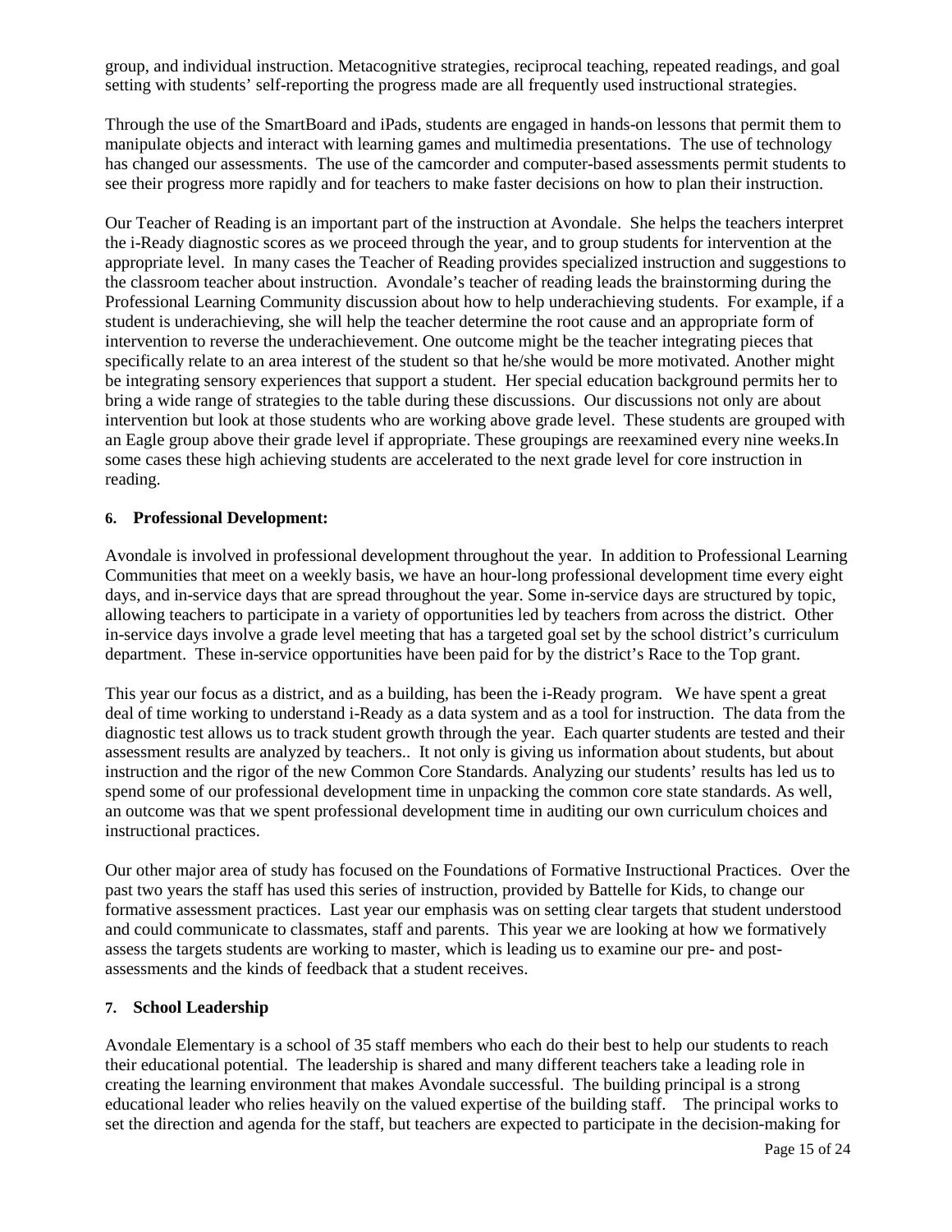group, and individual instruction. Metacognitive strategies, reciprocal teaching, repeated readings, and goal setting with students' self-reporting the progress made are all frequently used instructional strategies.

Through the use of the SmartBoard and iPads, students are engaged in hands-on lessons that permit them to manipulate objects and interact with learning games and multimedia presentations. The use of technology has changed our assessments. The use of the camcorder and computer-based assessments permit students to see their progress more rapidly and for teachers to make faster decisions on how to plan their instruction.

Our Teacher of Reading is an important part of the instruction at Avondale. She helps the teachers interpret the i-Ready diagnostic scores as we proceed through the year, and to group students for intervention at the appropriate level. In many cases the Teacher of Reading provides specialized instruction and suggestions to the classroom teacher about instruction. Avondale's teacher of reading leads the brainstorming during the Professional Learning Community discussion about how to help underachieving students. For example, if a student is underachieving, she will help the teacher determine the root cause and an appropriate form of intervention to reverse the underachievement. One outcome might be the teacher integrating pieces that specifically relate to an area interest of the student so that he/she would be more motivated. Another might be integrating sensory experiences that support a student. Her special education background permits her to bring a wide range of strategies to the table during these discussions. Our discussions not only are about intervention but look at those students who are working above grade level. These students are grouped with an Eagle group above their grade level if appropriate. These groupings are reexamined every nine weeks.In some cases these high achieving students are accelerated to the next grade level for core instruction in reading.

### 6. Professional Development:

Avondale is involved in professional development throughout the year. In addition to Professional Learning Communities that meet on a weekly basis, we have an hour-long professional development time every eight days, and in-service days that are spread throughout the year. Some in-service days are structured by topic, allowing teachers to participate in a variety of opportunities led by teachers from across the district. Other in-service days involve a grade level meeting that has a targeted goal set by the school district's curriculum department. These in-service opportunities have been paid for by the district's Race to the Top grant.

This year our focus as a district, and as a building, has been the i-Ready program. We have spent a great deal of time working to understand i-Ready as a data system and as a tool for instruction. The data from the diagnostic test allows us to track student growth through the year. Each quarter students are tested and their assessment results are analyzed by teachers.. It not only is giving us information about students, but about instruction and the rigor of the new Common Core Standards. Analyzing our students' results has led us to spend some of our professional development time in unpacking the common core state standards. As well, an outcome was that we spent professional development time in auditing our own curriculum choices and instructional practices.

Our other major area of study has focused on the Foundations of Formative Instructional Practices. Over the past two years the staff has used this series of instruction, provided by Battelle for Kids, to change our formative assessment practices. Last year our emphasis was on setting clear targets that student understood and could communicate to classmates, staff and parents. This year we are looking at how we formatively assess the targets students are working to master, which is leading us to examine our pre- and post-assessments and the kinds of feedback that a student receives.

### 7. School Leadership

Avondale Elementary is a school of 35 staff members who each do their best to help our students to reach their educational potential. The leadership is shared and many different teachers take a leading role in creating the learning environment that makes Avondale successful. The building principal is a strong educational leader who relies heavily on the valued expertise of the building staff. The principal works to set the direction and agenda for the staff, but teachers are expected to participate in the decision-making for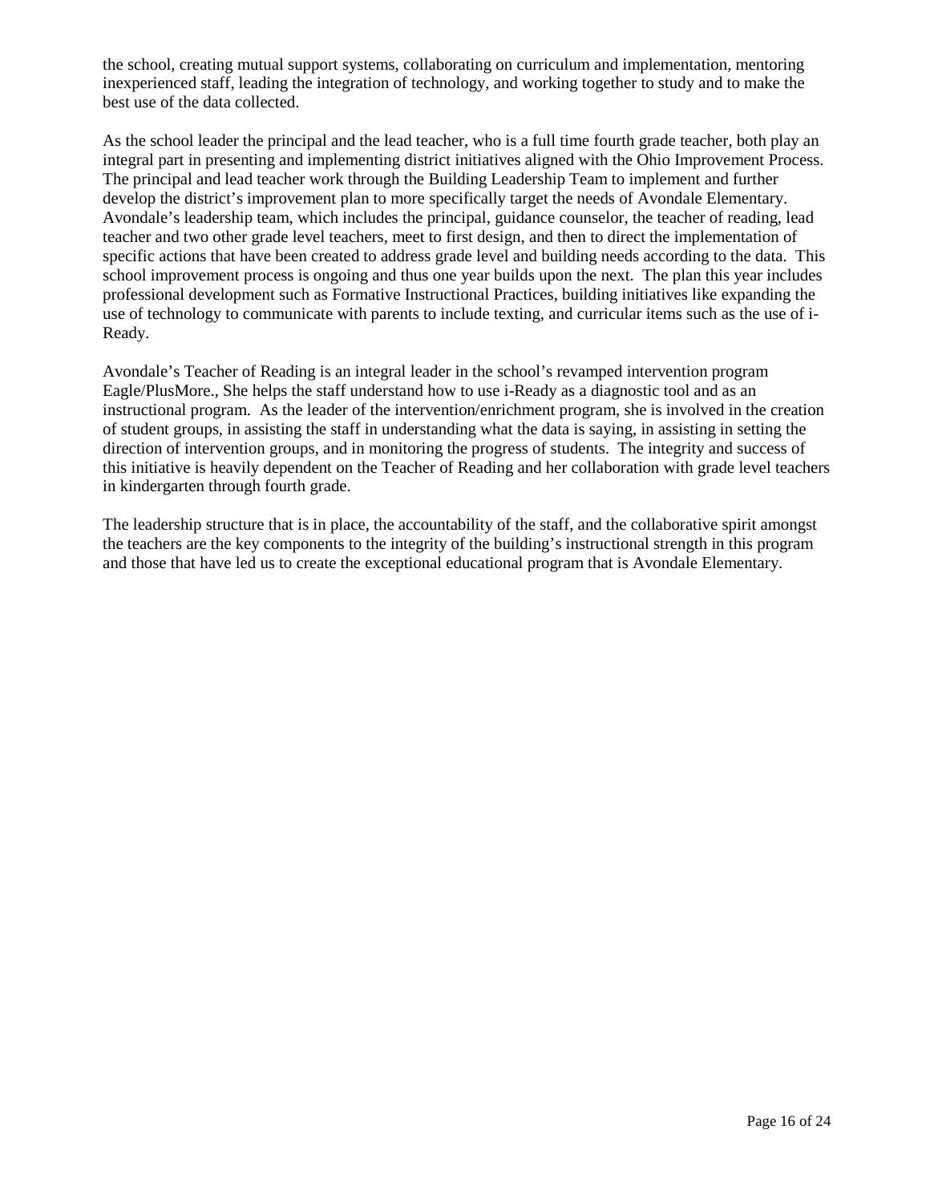the school, creating mutual support systems, collaborating on curriculum and implementation, mentoring inexperienced staff, leading the integration of technology, and working together to study and to make the best use of the data collected.

As the school leader the principal and the lead teacher, who is a full time fourth grade teacher, both play an integral part in presenting and implementing district initiatives aligned with the Ohio Improvement Process. The principal and lead teacher work through the Building Leadership Team to implement and further develop the district's improvement plan to more specifically target the needs of Avondale Elementary. Avondale's leadership team, which includes the principal, guidance counselor, the teacher of reading, lead teacher and two other grade level teachers, meet to first design, and then to direct the implementation of specific actions that have been created to address grade level and building needs according to the data. This school improvement process is ongoing and thus one year builds upon the next. The plan this year includes professional development such as Formative Instructional Practices, building initiatives like expanding the use of technology to communicate with parents to include texting, and curricular items such as the use of i-Ready.

Avondale's Teacher of Reading is an integral leader in the school's revamped intervention program Eagle/PlusMore., She helps the staff understand how to use i-Ready as a diagnostic tool and as an instructional program. As the leader of the intervention/enrichment program, she is involved in the creation of student groups, in assisting the staff in understanding what the data is saying, in assisting in setting the direction of intervention groups, and in monitoring the progress of students. The integrity and success of this initiative is heavily dependent on the Teacher of Reading and her collaboration with grade level teachers in kindergarten through fourth grade.

The leadership structure that is in place, the accountability of the staff, and the collaborative spirit amongst the teachers are the key components to the integrity of the building's instructional strength in this program and those that have led us to create the exceptional educational program that is Avondale Elementary.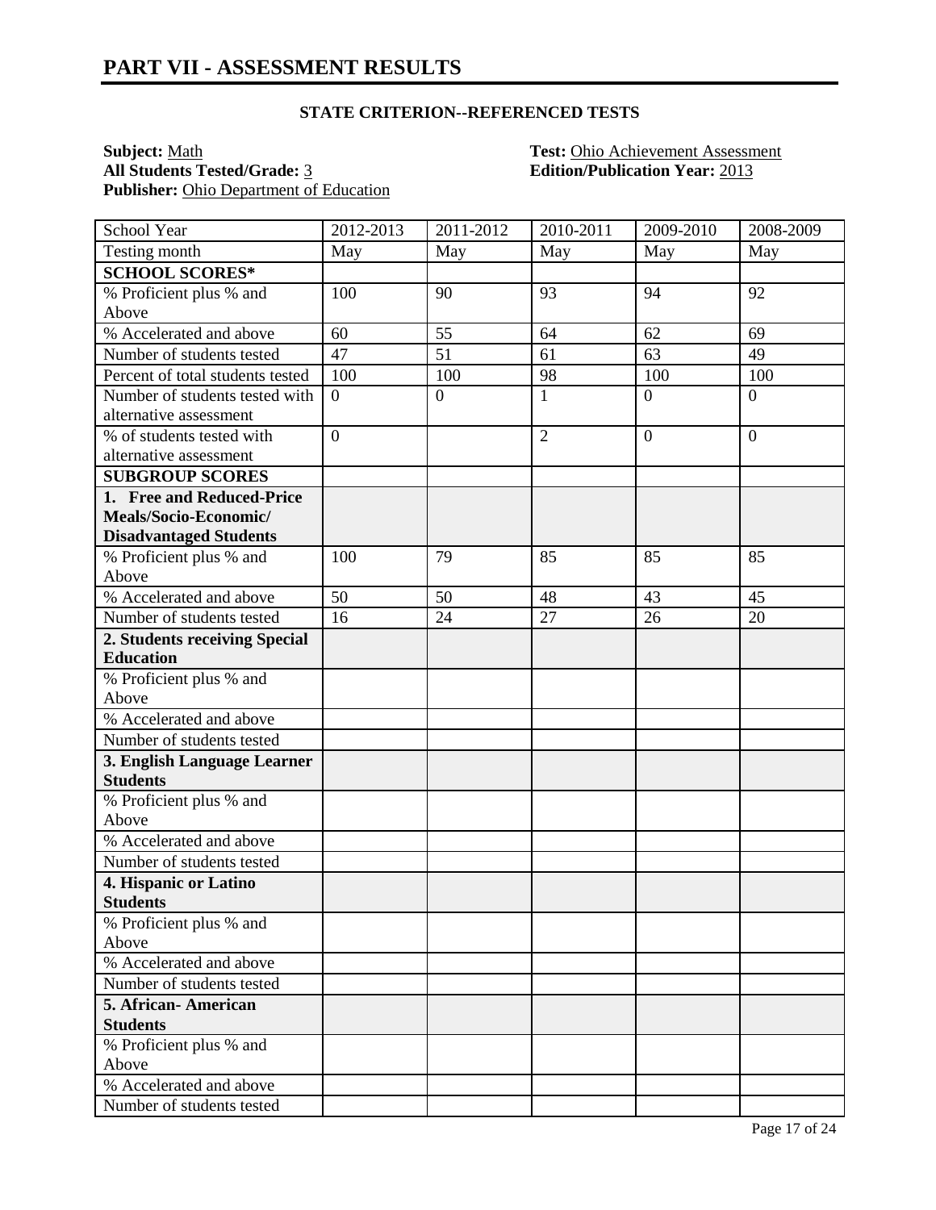# PART VII - ASSESSMENT RESULTS

**STATE CRITERION--REFERENCED TESTS**

**Subject:** Math
**Test:** Ohio Achievement Assessment
**All Students Tested/Grade:** 3
**Edition/Publication Year:** 2013
**Publisher:** Ohio Department of Education

| School Year | 2012-2013 | 2011-2012 | 2010-2011 | 2009-2010 | 2008-2009 |
|---|---|---|---|---|---|
| Testing month | May | May | May | May | May |
| **SCHOOL SCORES*** | | | | | |
| % Proficient plus % and Above | 100 | 90 | 93 | 94 | 92 |
| % Accelerated and above | 60 | 55 | 64 | 62 | 69 |
| Number of students tested | 47 | 51 | 61 | 63 | 49 |
| Percent of total students tested | 100 | 100 | 98 | 100 | 100 |
| Number of students tested with alternative assessment | 0 | 0 | 1 | 0 | 0 |
| % of students tested with alternative assessment | 0 | | 2 | 0 | 0 |
| **SUBGROUP SCORES** | | | | | |
| **1. Free and Reduced-Price Meals/Socio-Economic/ Disadvantaged Students** | | | | | |
| % Proficient plus % and Above | 100 | 79 | 85 | 85 | 85 |
| % Accelerated and above | 50 | 50 | 48 | 43 | 45 |
| Number of students tested | 16 | 24 | 27 | 26 | 20 |
| **2. Students receiving Special Education** | | | | | |
| % Proficient plus % and Above | | | | | |
| % Accelerated and above | | | | | |
| Number of students tested | | | | | |
| **3. English Language Learner Students** | | | | | |
| % Proficient plus % and Above | | | | | |
| % Accelerated and above | | | | | |
| Number of students tested | | | | | |
| **4. Hispanic or Latino Students** | | | | | |
| % Proficient plus % and Above | | | | | |
| % Accelerated and above | | | | | |
| Number of students tested | | | | | |
| **5. African- American Students** | | | | | |
| % Proficient plus % and Above | | | | | |
| % Accelerated and above | | | | | |
| Number of students tested | | | | | |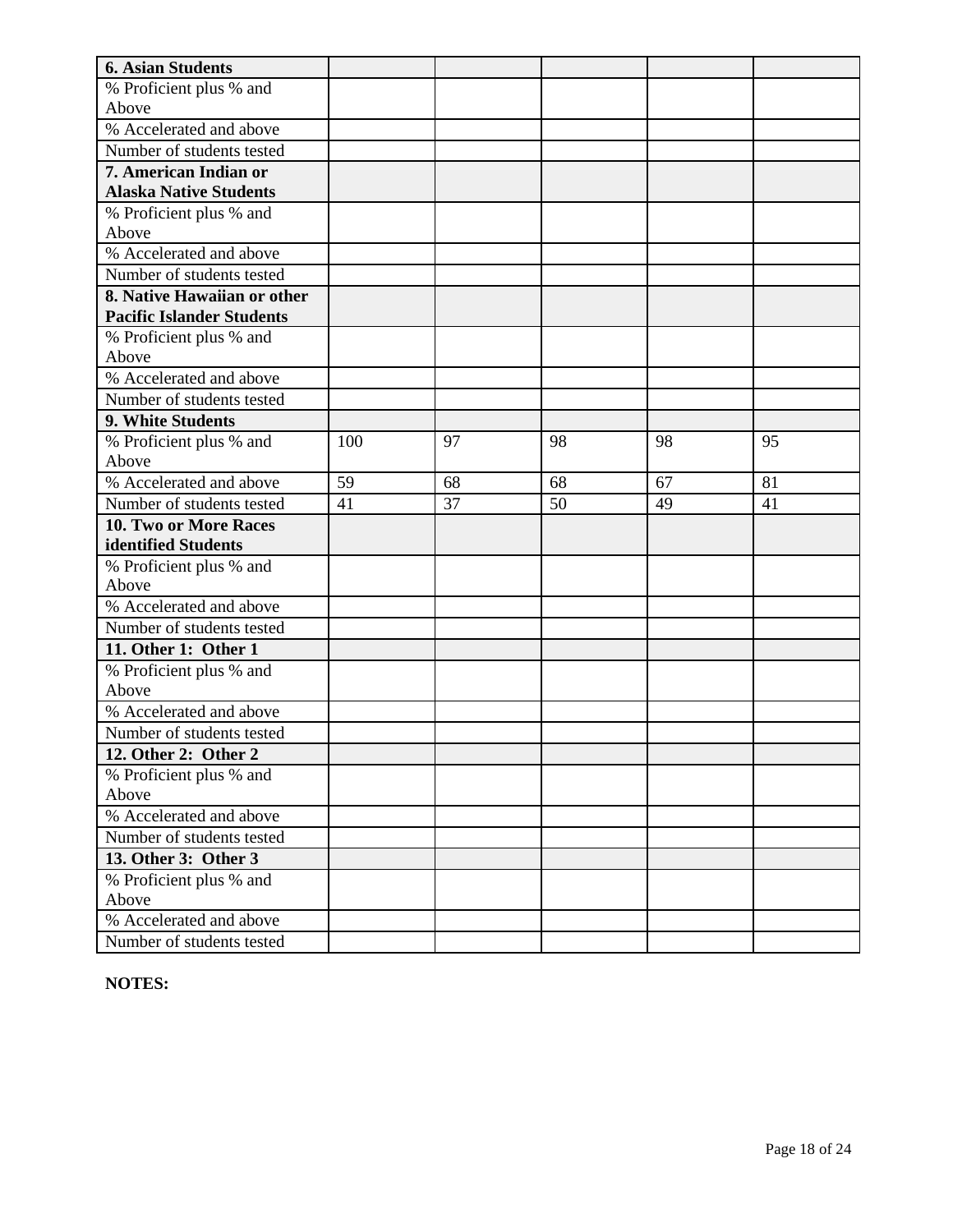| **6. Asian Students** | | | | | |
|---|---|---|---|---|---|
| % Proficient plus % and Above | | | | | |
| % Accelerated and above | | | | | |
| Number of students tested | | | | | |
| **7. American Indian or Alaska Native Students** | | | | | |
| % Proficient plus % and Above | | | | | |
| % Accelerated and above | | | | | |
| Number of students tested | | | | | |
| **8. Native Hawaiian or other Pacific Islander Students** | | | | | |
| % Proficient plus % and Above | | | | | |
| % Accelerated and above | | | | | |
| Number of students tested | | | | | |
| **9. White Students** | | | | | |
| % Proficient plus % and Above | 100 | 97 | 98 | 98 | 95 |
| % Accelerated and above | 59 | 68 | 68 | 67 | 81 |
| Number of students tested | 41 | 37 | 50 | 49 | 41 |
| **10. Two or More Races identified Students** | | | | | |
| % Proficient plus % and Above | | | | | |
| % Accelerated and above | | | | | |
| Number of students tested | | | | | |
| **11. Other 1: Other 1** | | | | | |
| % Proficient plus % and Above | | | | | |
| % Accelerated and above | | | | | |
| Number of students tested | | | | | |
| **12. Other 2: Other 2** | | | | | |
| % Proficient plus % and Above | | | | | |
| % Accelerated and above | | | | | |
| Number of students tested | | | | | |
| **13. Other 3: Other 3** | | | | | |
| % Proficient plus % and Above | | | | | |
| % Accelerated and above | | | | | |
| Number of students tested | | | | | |

**NOTES:**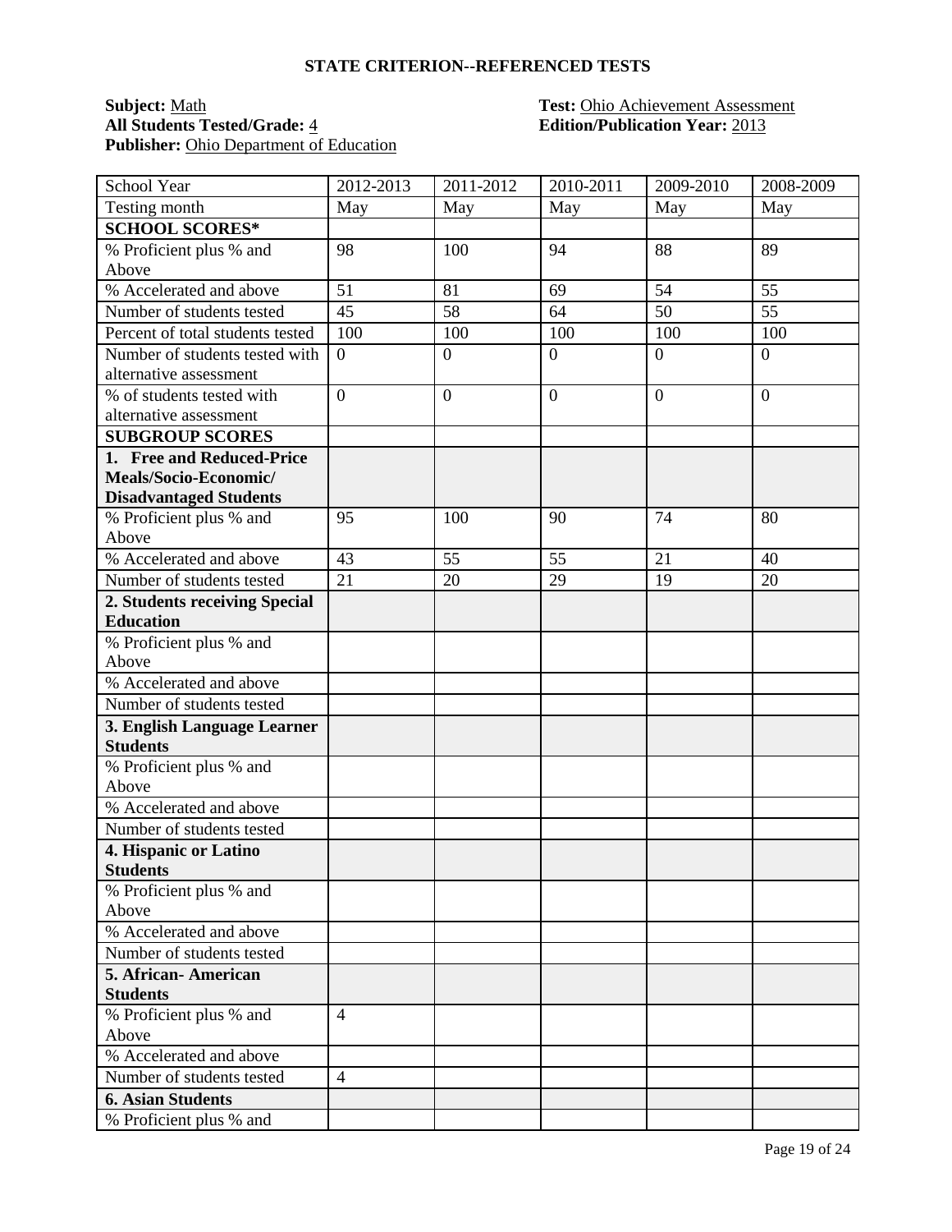### STATE CRITERION--REFERENCED TESTS

**Subject:** Math
**Test:** Ohio Achievement Assessment
**All Students Tested/Grade:** 4
**Edition/Publication Year:** 2013
**Publisher:** Ohio Department of Education

| School Year | 2012-2013 | 2011-2012 | 2010-2011 | 2009-2010 | 2008-2009 |
|---|---|---|---|---|---|
| Testing month | May | May | May | May | May |
| **SCHOOL SCORES*** | | | | | |
| % Proficient plus % and Above | 98 | 100 | 94 | 88 | 89 |
| % Accelerated and above | 51 | 81 | 69 | 54 | 55 |
| Number of students tested | 45 | 58 | 64 | 50 | 55 |
| Percent of total students tested | 100 | 100 | 100 | 100 | 100 |
| Number of students tested with alternative assessment | 0 | 0 | 0 | 0 | 0 |
| % of students tested with alternative assessment | 0 | 0 | 0 | 0 | 0 |
| **SUBGROUP SCORES** | | | | | |
| **1. Free and Reduced-Price Meals/Socio-Economic/ Disadvantaged Students** | | | | | |
| % Proficient plus % and Above | 95 | 100 | 90 | 74 | 80 |
| % Accelerated and above | 43 | 55 | 55 | 21 | 40 |
| Number of students tested | 21 | 20 | 29 | 19 | 20 |
| **2. Students receiving Special Education** | | | | | |
| % Proficient plus % and Above | | | | | |
| % Accelerated and above | | | | | |
| Number of students tested | | | | | |
| **3. English Language Learner Students** | | | | | |
| % Proficient plus % and Above | | | | | |
| % Accelerated and above | | | | | |
| Number of students tested | | | | | |
| **4. Hispanic or Latino Students** | | | | | |
| % Proficient plus % and Above | | | | | |
| % Accelerated and above | | | | | |
| Number of students tested | | | | | |
| **5. African- American Students** | | | | | |
| % Proficient plus % and Above | 4 | | | | |
| % Accelerated and above | | | | | |
| Number of students tested | 4 | | | | |
| **6. Asian Students** | | | | | |
| % Proficient plus % and | | | | | |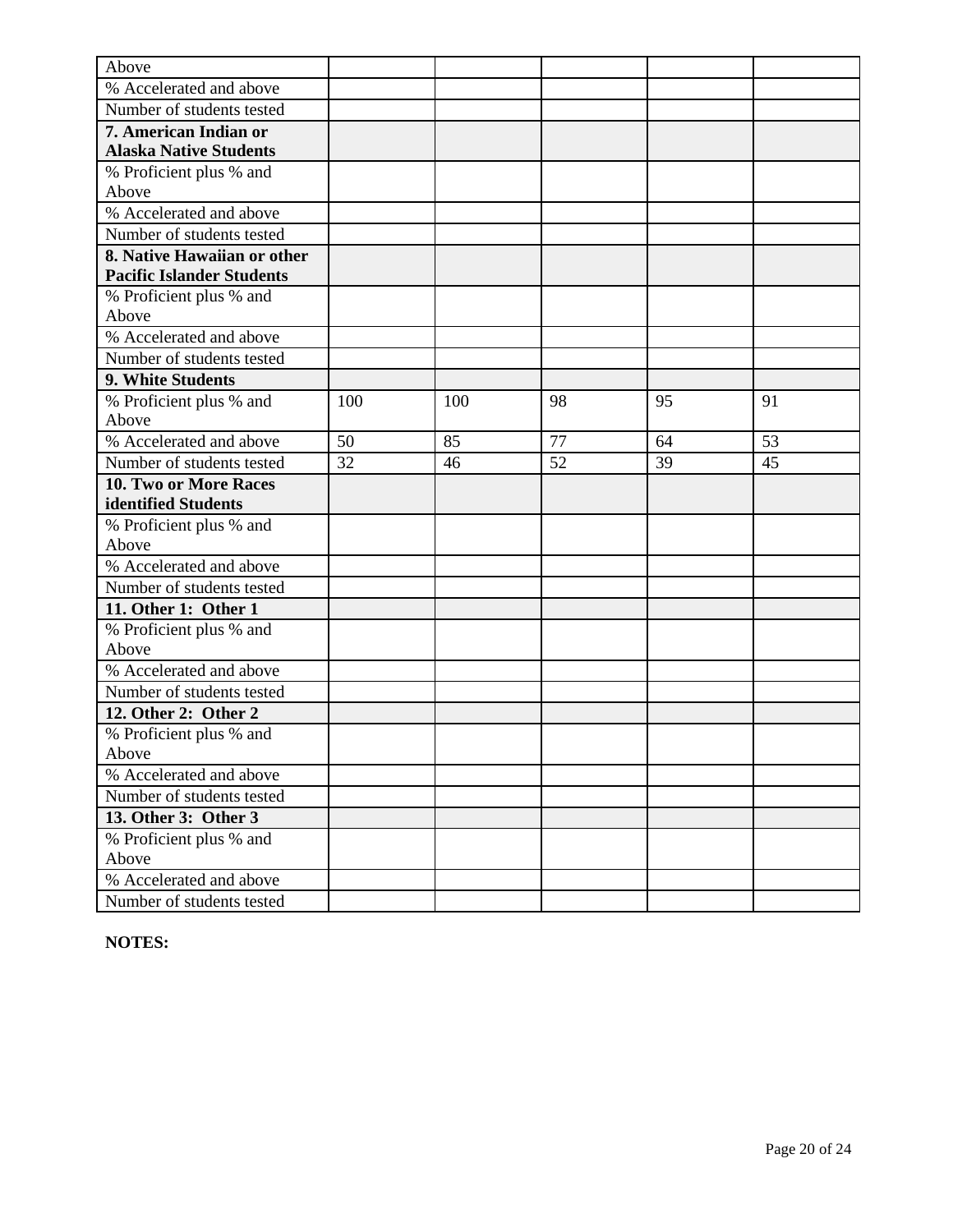| | | | | | |
|---|---|---|---|---|---|
| Above | | | | | |
| % Accelerated and above | | | | | |
| Number of students tested | | | | | |
| **7. American Indian or Alaska Native Students** | | | | | |
| % Proficient plus % and Above | | | | | |
| % Accelerated and above | | | | | |
| Number of students tested | | | | | |
| **8. Native Hawaiian or other Pacific Islander Students** | | | | | |
| % Proficient plus % and Above | | | | | |
| % Accelerated and above | | | | | |
| Number of students tested | | | | | |
| **9. White Students** | | | | | |
| % Proficient plus % and Above | 100 | 100 | 98 | 95 | 91 |
| % Accelerated and above | 50 | 85 | 77 | 64 | 53 |
| Number of students tested | 32 | 46 | 52 | 39 | 45 |
| **10. Two or More Races identified Students** | | | | | |
| % Proficient plus % and Above | | | | | |
| % Accelerated and above | | | | | |
| Number of students tested | | | | | |
| **11. Other 1: Other 1** | | | | | |
| % Proficient plus % and Above | | | | | |
| % Accelerated and above | | | | | |
| Number of students tested | | | | | |
| **12. Other 2: Other 2** | | | | | |
| % Proficient plus % and Above | | | | | |
| % Accelerated and above | | | | | |
| Number of students tested | | | | | |
| **13. Other 3: Other 3** | | | | | |
| % Proficient plus % and Above | | | | | |
| % Accelerated and above | | | | | |
| Number of students tested | | | | | |

**NOTES:**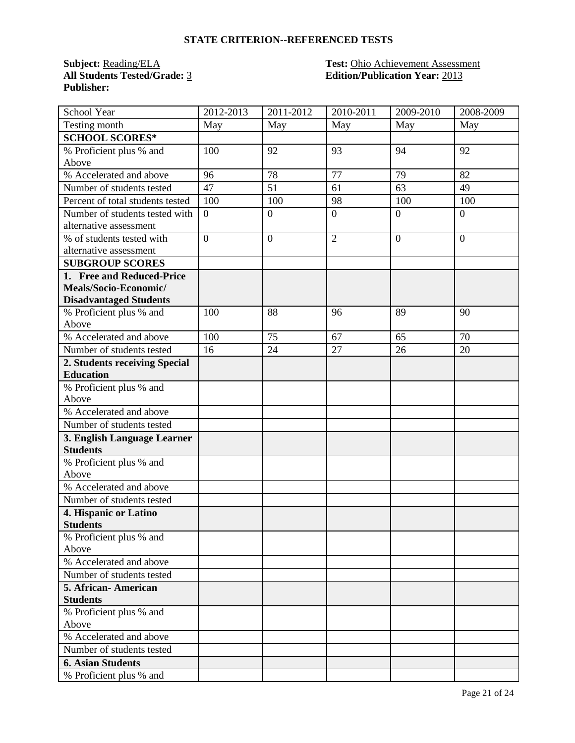## STATE CRITERION--REFERENCED TESTS

**Subject:** Reading/ELA
**All Students Tested/Grade:** 3
**Publisher:**

**Test:** Ohio Achievement Assessment
**Edition/Publication Year:** 2013

| School Year | 2012-2013 | 2011-2012 | 2010-2011 | 2009-2010 | 2008-2009 |
|---|---|---|---|---|---|
| Testing month | May | May | May | May | May |
| **SCHOOL SCORES*** | | | | | |
| % Proficient plus % and Above | 100 | 92 | 93 | 94 | 92 |
| % Accelerated and above | 96 | 78 | 77 | 79 | 82 |
| Number of students tested | 47 | 51 | 61 | 63 | 49 |
| Percent of total students tested | 100 | 100 | 98 | 100 | 100 |
| Number of students tested with alternative assessment | 0 | 0 | 0 | 0 | 0 |
| % of students tested with alternative assessment | 0 | 0 | 2 | 0 | 0 |
| **SUBGROUP SCORES** | | | | | |
| **1. Free and Reduced-Price Meals/Socio-Economic/ Disadvantaged Students** | | | | | |
| % Proficient plus % and Above | 100 | 88 | 96 | 89 | 90 |
| % Accelerated and above | 100 | 75 | 67 | 65 | 70 |
| Number of students tested | 16 | 24 | 27 | 26 | 20 |
| **2. Students receiving Special Education** | | | | | |
| % Proficient plus % and Above | | | | | |
| % Accelerated and above | | | | | |
| Number of students tested | | | | | |
| **3. English Language Learner Students** | | | | | |
| % Proficient plus % and Above | | | | | |
| % Accelerated and above | | | | | |
| Number of students tested | | | | | |
| **4. Hispanic or Latino Students** | | | | | |
| % Proficient plus % and Above | | | | | |
| % Accelerated and above | | | | | |
| Number of students tested | | | | | |
| **5. African- American Students** | | | | | |
| % Proficient plus % and Above | | | | | |
| % Accelerated and above | | | | | |
| Number of students tested | | | | | |
| **6. Asian Students** | | | | | |
| % Proficient plus % and | | | | | |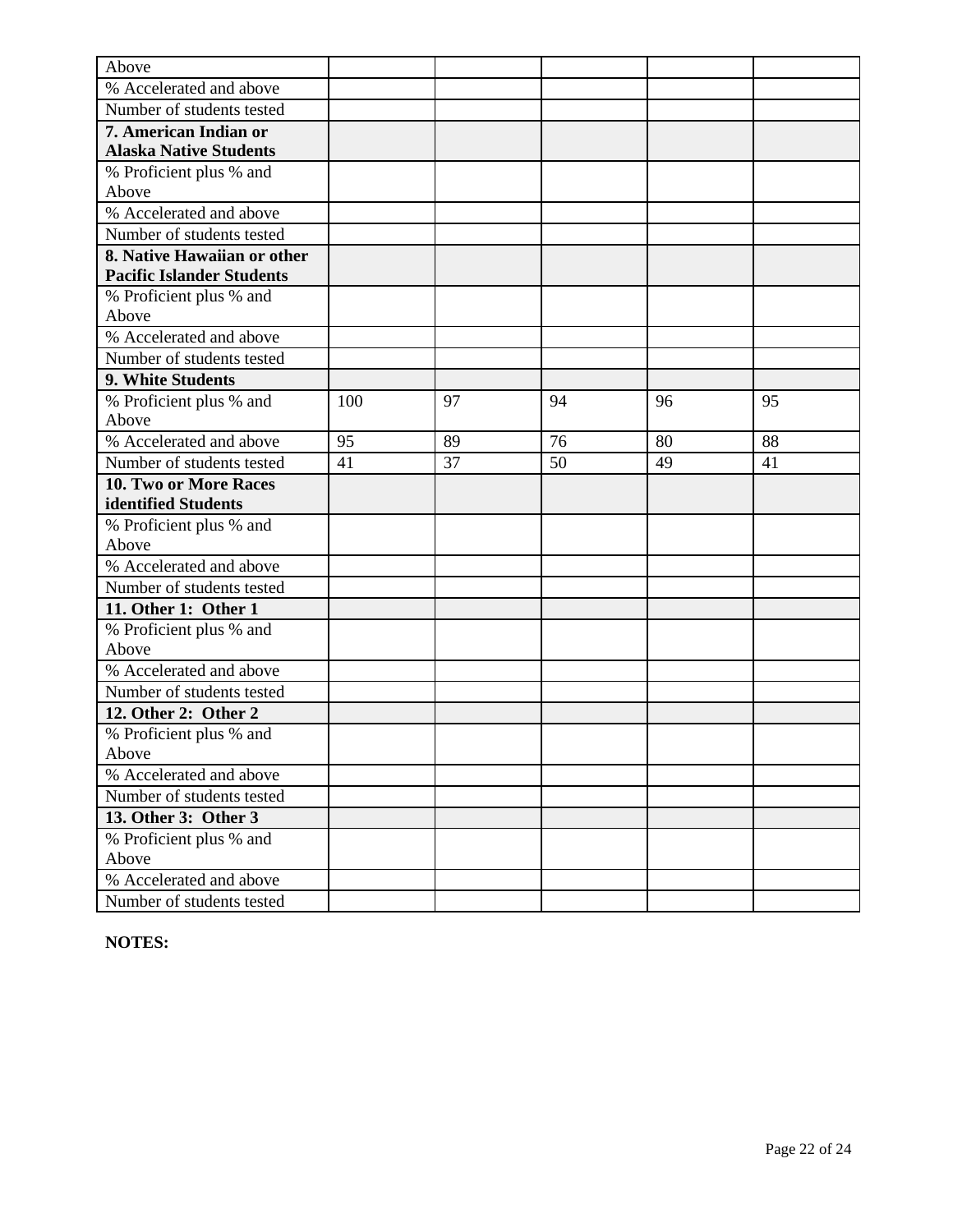| | | | | | |
|---|---|---|---|---|---|
| Above | | | | | |
| % Accelerated and above | | | | | |
| Number of students tested | | | | | |
| **7. American Indian or Alaska Native Students** | | | | | |
| % Proficient plus % and Above | | | | | |
| % Accelerated and above | | | | | |
| Number of students tested | | | | | |
| **8. Native Hawaiian or other Pacific Islander Students** | | | | | |
| % Proficient plus % and Above | | | | | |
| % Accelerated and above | | | | | |
| Number of students tested | | | | | |
| **9. White Students** | | | | | |
| % Proficient plus % and Above | 100 | 97 | 94 | 96 | 95 |
| % Accelerated and above | 95 | 89 | 76 | 80 | 88 |
| Number of students tested | 41 | 37 | 50 | 49 | 41 |
| **10. Two or More Races identified Students** | | | | | |
| % Proficient plus % and Above | | | | | |
| % Accelerated and above | | | | | |
| Number of students tested | | | | | |
| **11. Other 1: Other 1** | | | | | |
| % Proficient plus % and Above | | | | | |
| % Accelerated and above | | | | | |
| Number of students tested | | | | | |
| **12. Other 2: Other 2** | | | | | |
| % Proficient plus % and Above | | | | | |
| % Accelerated and above | | | | | |
| Number of students tested | | | | | |
| **13. Other 3: Other 3** | | | | | |
| % Proficient plus % and Above | | | | | |
| % Accelerated and above | | | | | |
| Number of students tested | | | | | |

**NOTES:**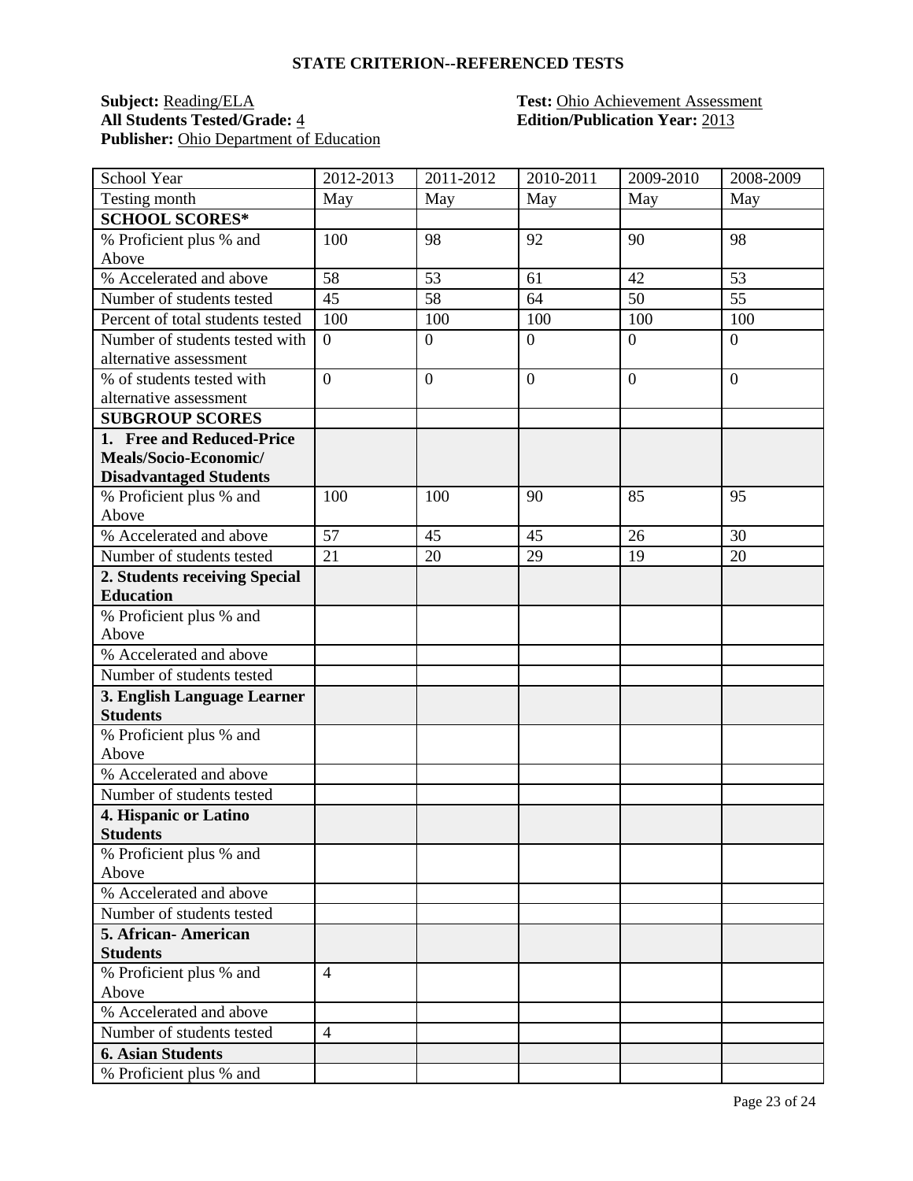## STATE CRITERION--REFERENCED TESTS

**Subject:** Reading/ELA
**All Students Tested/Grade:** 4
**Publisher:** Ohio Department of Education

**Test:** Ohio Achievement Assessment
**Edition/Publication Year:** 2013

| School Year | 2012-2013 | 2011-2012 | 2010-2011 | 2009-2010 | 2008-2009 |
|---|---|---|---|---|---|
| Testing month | May | May | May | May | May |
| **SCHOOL SCORES*** | | | | | |
| % Proficient plus % and Above | 100 | 98 | 92 | 90 | 98 |
| % Accelerated and above | 58 | 53 | 61 | 42 | 53 |
| Number of students tested | 45 | 58 | 64 | 50 | 55 |
| Percent of total students tested | 100 | 100 | 100 | 100 | 100 |
| Number of students tested with alternative assessment | 0 | 0 | 0 | 0 | 0 |
| % of students tested with alternative assessment | 0 | 0 | 0 | 0 | 0 |
| **SUBGROUP SCORES** | | | | | |
| **1. Free and Reduced-Price Meals/Socio-Economic/ Disadvantaged Students** | | | | | |
| % Proficient plus % and Above | 100 | 100 | 90 | 85 | 95 |
| % Accelerated and above | 57 | 45 | 45 | 26 | 30 |
| Number of students tested | 21 | 20 | 29 | 19 | 20 |
| **2. Students receiving Special Education** | | | | | |
| % Proficient plus % and Above | | | | | |
| % Accelerated and above | | | | | |
| Number of students tested | | | | | |
| **3. English Language Learner Students** | | | | | |
| % Proficient plus % and Above | | | | | |
| % Accelerated and above | | | | | |
| Number of students tested | | | | | |
| **4. Hispanic or Latino Students** | | | | | |
| % Proficient plus % and Above | | | | | |
| % Accelerated and above | | | | | |
| Number of students tested | | | | | |
| **5. African- American Students** | | | | | |
| % Proficient plus % and Above | 4 | | | | |
| % Accelerated and above | | | | | |
| Number of students tested | 4 | | | | |
| **6. Asian Students** | | | | | |
| % Proficient plus % and | | | | | |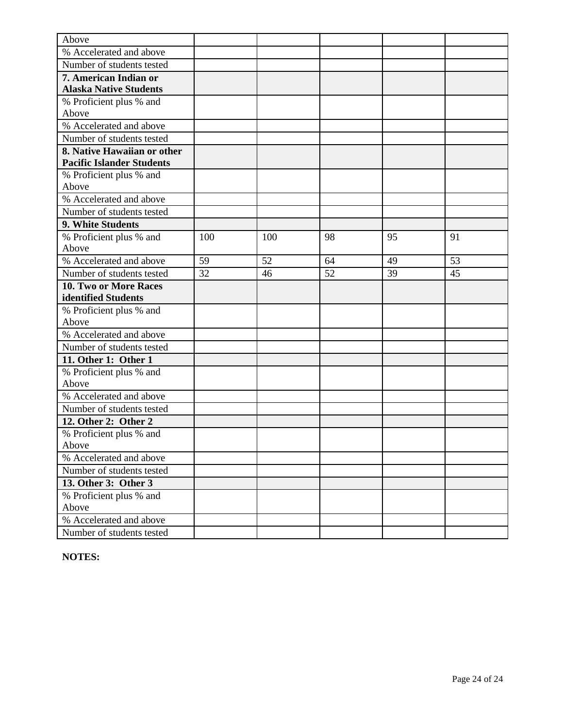| | | | | | |
|---|---|---|---|---|---|
| Above | | | | | |
| % Accelerated and above | | | | | |
| Number of students tested | | | | | |
| **7. American Indian or Alaska Native Students** | | | | | |
| % Proficient plus % and Above | | | | | |
| % Accelerated and above | | | | | |
| Number of students tested | | | | | |
| **8. Native Hawaiian or other Pacific Islander Students** | | | | | |
| % Proficient plus % and Above | | | | | |
| % Accelerated and above | | | | | |
| Number of students tested | | | | | |
| **9. White Students** | | | | | |
| % Proficient plus % and Above | 100 | 100 | 98 | 95 | 91 |
| % Accelerated and above | 59 | 52 | 64 | 49 | 53 |
| Number of students tested | 32 | 46 | 52 | 39 | 45 |
| **10. Two or More Races identified Students** | | | | | |
| % Proficient plus % and Above | | | | | |
| % Accelerated and above | | | | | |
| Number of students tested | | | | | |
| **11. Other 1: Other 1** | | | | | |
| % Proficient plus % and Above | | | | | |
| % Accelerated and above | | | | | |
| Number of students tested | | | | | |
| **12. Other 2: Other 2** | | | | | |
| % Proficient plus % and Above | | | | | |
| % Accelerated and above | | | | | |
| Number of students tested | | | | | |
| **13. Other 3: Other 3** | | | | | |
| % Proficient plus % and Above | | | | | |
| % Accelerated and above | | | | | |
| Number of students tested | | | | | |

**NOTES:**